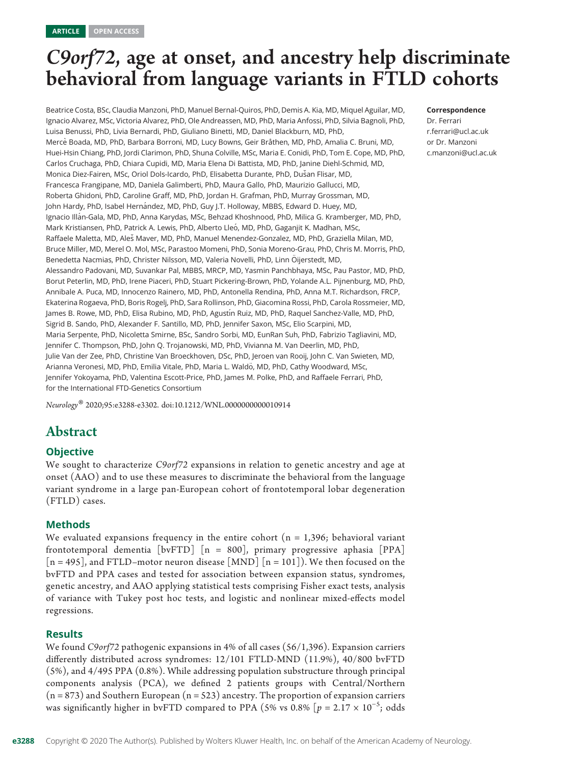ARTICLE OPEN ACCESS

# *C9orf72*, age at onset, and ancestry help discriminate behavioral from language variants in FTLD cohorts

Beatrice Costa, BSc, Claudia Manzoni, PhD, Manuel Bernal-Quiros, PhD, Demis A. Kia, MD, Miquel Aguilar, MD, Ignacio Alvarez, MSc, Victoria Alvarez, PhD, Ole Andreassen, MD, PhD, Maria Anfossi, PhD, Silvia Bagnoli, PhD, Luisa Benussi, PhD, Livia Bernardi, PhD, Giuliano Binetti, MD, Daniel Blackburn, MD, PhD, Mercè Boada, MD, PhD, Barbara Borroni, MD, Lucy Bowns, Geir Bråthen, MD, PhD, Amalia C. Bruni, MD, Huei-Hsin Chiang, PhD, Jordi Clarimon, PhD, Shuna Colville, MSc, Maria E. Conidi, PhD, Tom E. Cope, MD, PhD, Carlos Cruchaga, PhD, Chiara Cupidi, MD, Maria Elena Di Battista, MD, PhD, Janine Diehl-Schmid, MD, Monica Diez-Fairen, MSc, Oriol Dols-Icardo, PhD, Elisabetta Durante, PhD, Dušan Flisar, MD, Francesca Frangipane, MD, Daniela Galimberti, PhD, Maura Gallo, PhD, Maurizio Gallucci, MD, Roberta Ghidoni, PhD, Caroline Graff, MD, PhD, Jordan H. Grafman, PhD, Murray Grossman, MD, John Hardy, PhD, Isabel Hernández, MD, PhD, Guy J.T. Holloway, MBBS, Edward D. Huey, MD, Ignacio Illán-Gala, MD, PhD, Anna Karydas, MSc, Behzad Khoshnood, PhD, Milica G. Kramberger, MD, PhD, Mark Kristiansen, PhD, Patrick A. Lewis, PhD, Alberto Lleó, MD, PhD, Gaganjit K. Madhan, MSc, Raffaele Maletta, MD, Aleš Maver, MD, PhD, Manuel Menendez-Gonzalez, MD, PhD, Graziella Milan, MD, Bruce Miller, MD, Merel O. Mol, MSc, Parastoo Momeni, PhD, Sonia Moreno-Grau, PhD, Chris M. Morris, PhD, Benedetta Nacmias, PhD, Christer Nilsson, MD, Valeria Novelli, PhD, Linn Öijerstedt, MD, Alessandro Padovani, MD, Suvankar Pal, MBBS, MRCP, MD, Yasmin Panchbhaya, MSc, Pau Pastor, MD, PhD, Borut Peterlin, MD, PhD, Irene Piaceri, PhD, Stuart Pickering-Brown, PhD, Yolande A.L. Pijnenburg, MD, PhD, Annibale A. Puca, MD, Innocenzo Rainero, MD, PhD, Antonella Rendina, PhD, Anna M.T. Richardson, FRCP, Ekaterina Rogaeva, PhD, Boris Rogelj, PhD, Sara Rollinson, PhD, Giacomina Rossi, PhD, Carola Rossmeier, MD, James B. Rowe, MD, PhD, Elisa Rubino, MD, PhD, Agustín Ruiz, MD, PhD, Raquel Sanchez-Valle, MD, PhD, Sigrid B. Sando, PhD, Alexander F. Santillo, MD, PhD, Jennifer Saxon, MSc, Elio Scarpini, MD, Maria Serpente, PhD, Nicoletta Smirne, BSc, Sandro Sorbi, MD, EunRan Suh, PhD, Fabrizio Tagliavini, MD, Jennifer C. Thompson, PhD, John Q. Trojanowski, MD, PhD, Vivianna M. Van Deerlin, MD, PhD, Julie Van der Zee, PhD, Christine Van Broeckhoven, DSc, PhD, Jeroen van Rooij, John C. Van Swieten, MD, Arianna Veronesi, MD, PhD, Emilia Vitale, PhD, Maria L. Waldö, MD, PhD, Cathy Woodward, MSc, Jennifer Yokoyama, PhD, Valentina Escott-Price, PhD, James M. Polke, PhD, and Raffaele Ferrari, PhD, for the International FTD-Genetics Consortium

*Neurology*® 2020;95:e3288-e3302. doi:10.1212/WNL.0000000000010914

**Correspondence**

Dr. Ferrari
r.ferrari@ucl.ac.uk
or Dr. Manzoni
c.manzoni@ucl.ac.uk

## Abstract

### Objective

We sought to characterize *C9orf72* expansions in relation to genetic ancestry and age at onset (AAO) and to use these measures to discriminate the behavioral from the language variant syndrome in a large pan-European cohort of frontotemporal lobar degeneration (FTLD) cases.

### Methods

We evaluated expansions frequency in the entire cohort (n = 1,396; behavioral variant frontotemporal dementia [bvFTD] [n = 800], primary progressive aphasia [PPA] [n = 495], and FTLD–motor neuron disease [MND] [n = 101]). We then focused on the bvFTD and PPA cases and tested for association between expansion status, syndromes, genetic ancestry, and AAO applying statistical tests comprising Fisher exact tests, analysis of variance with Tukey post hoc tests, and logistic and nonlinear mixed-effects model regressions.

### Results

We found *C9orf72* pathogenic expansions in 4% of all cases (56/1,396). Expansion carriers differently distributed across syndromes: 12/101 FTLD-MND (11.9%), 40/800 bvFTD (5%), and 4/495 PPA (0.8%). While addressing population substructure through principal components analysis (PCA), we defined 2 patients groups with Central/Northern (n = 873) and Southern European (n = 523) ancestry. The proportion of expansion carriers was significantly higher in bvFTD compared to PPA (5% vs 0.8% [$p = 2.17 \times 10^{-5}$; odds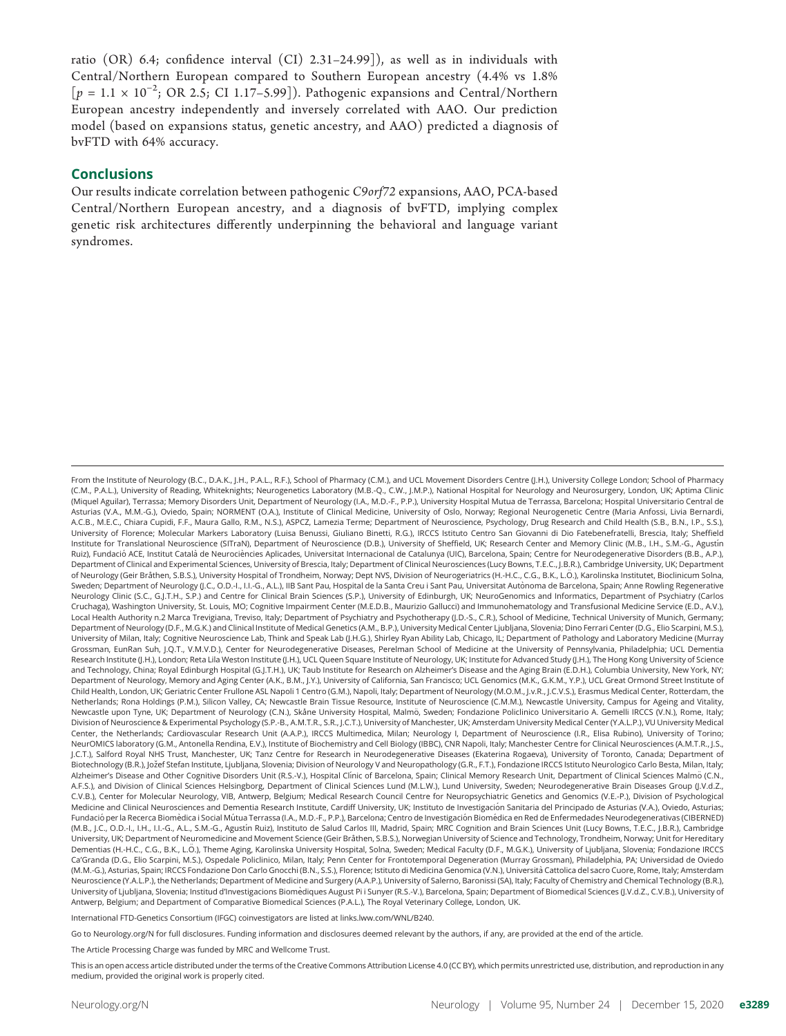ratio (OR) 6.4; confidence interval (CI) 2.31–24.99]), as well as in individuals with Central/Northern European compared to Southern European ancestry (4.4% vs 1.8% [$p = 1.1 \times 10^{-2}$; OR 2.5; CI 1.17–5.99]). Pathogenic expansions and Central/Northern European ancestry independently and inversely correlated with AAO. Our prediction model (based on expansions status, genetic ancestry, and AAO) predicted a diagnosis of bvFTD with 64% accuracy.

## Conclusions

Our results indicate correlation between pathogenic *C9orf72* expansions, AAO, PCA-based Central/Northern European ancestry, and a diagnosis of bvFTD, implying complex genetic risk architectures differently underpinning the behavioral and language variant syndromes.

---

From the Institute of Neurology (B.C., D.A.K., J.H., P.A.L., R.F.), School of Pharmacy (C.M.), and UCL Movement Disorders Centre (J.H.), University College London; School of Pharmacy (C.M., P.A.L.), University of Reading, Whiteknights; Neurogenetics Laboratory (M.B.-Q., C.W., J.M.P.), National Hospital for Neurology and Neurosurgery, London, UK; Aptima Clinic (Miquel Aguilar), Terrassa; Memory Disorders Unit, Department of Neurology (I.A., M.D.-F., P.P.), University Hospital Mutua de Terrassa, Barcelona; Hospital Universitario Central de Asturias (V.A., M.M.-G.), Oviedo, Spain; NORMENT (O.A.), Institute of Clinical Medicine, University of Oslo, Norway; Regional Neurogenetic Centre (Maria Anfossi, Livia Bernardi, A.C.B., M.E.C., Chiara Cupidi, F.F., Maura Gallo, R.M., N.S.), ASPCZ, Lamezia Terme; Department of Neuroscience, Psychology, Drug Research and Child Health (S.B., B.N., I.P., S.S.), University of Florence; Molecular Markers Laboratory (Luisa Benussi, Giuliano Binetti, R.G.), IRCCS Istituto Centro San Giovanni di Dio Fatebenefratelli, Brescia, Italy; Sheffield Institute for Translational Neuroscience (SITraN), Department of Neuroscience (D.B.), University of Sheffield, UK; Research Center and Memory Clinic (M.B., I.H., S.M.-G., Agustín Ruiz), Fundació ACE, Institut Català de Neurociències Aplicades, Universitat Internacional de Catalunya (UIC), Barcelona, Spain; Centre for Neurodegenerative Disorders (B.B., A.P.), Department of Clinical and Experimental Sciences, University of Brescia, Italy; Department of Clinical Neurosciences (Lucy Bowns, T.E.C., J.B.R.), Cambridge University, UK; Department of Neurology (Geir Bråthen, S.B.S.), University Hospital of Trondheim, Norway; Dept NVS, Division of Neurogeriatrics (H.-H.C., C.G., B.K., L.Ö.), Karolinska Institutet, Bioclinicum Solna, Sweden; Department of Neurology (J.C., O.D.-I., I.I.-G., A.L.), IIB Sant Pau, Hospital de la Santa Creu i Sant Pau, Universitat Autònoma de Barcelona, Spain; Anne Rowling Regenerative Neurology Clinic (S.C., G.J.T.H., S.P.) and Centre for Clinical Brain Sciences (S.P.), University of Edinburgh, UK; NeuroGenomics and Informatics, Department of Psychiatry (Carlos Cruchaga), Washington University, St. Louis, MO; Cognitive Impairment Center (M.E.D.B., Maurizio Gallucci) and Immunohematology and Transfusional Medicine Service (E.D., A.V.), Local Health Authority n.2 Marca Trevigiana, Treviso, Italy; Department of Psychiatry and Psychotherapy (J.D.-S., C.R.), School of Medicine, Technical University of Munich, Germany; Department of Neurology (D.F., M.G.K.) and Clinical Institute of Medical Genetics (A.M., B.P.), University Medical Center Ljubljana, Slovenia; Dino Ferrari Center (D.G., Elio Scarpini, M.S.), University of Milan, Italy; Cognitive Neuroscience Lab, Think and Speak Lab (J.H.G.), Shirley Ryan Ability Lab, Chicago, IL; Department of Pathology and Laboratory Medicine (Murray Grossman, EunRan Suh, J.Q.T., V.M.V.D.), Center for Neurodegenerative Diseases, Perelman School of Medicine at the University of Pennsylvania, Philadelphia; UCL Dementia Research Institute (J.H.), London; Reta Lila Weston Institute (J.H.), UCL Queen Square Institute of Neurology, UK; Institute for Advanced Study (J.H.), The Hong Kong University of Science and Technology, China; Royal Edinburgh Hospital (G.J.T.H.), UK; Taub Institute for Research on Alzheimer's Disease and the Aging Brain (E.D.H.), Columbia University, New York, NY; Department of Neurology, Memory and Aging Center (A.K., B.M., J.Y.), University of California, San Francisco; UCL Genomics (M.K., G.K.M., Y.P.), UCL Great Ormond Street Institute of Child Health, London, UK; Geriatric Center Frullone ASL Napoli 1 Centro (G.M.), Napoli, Italy; Department of Neurology (M.O.M., J.v.R., J.C.V.S.), Erasmus Medical Center, Rotterdam, the Netherlands; Rona Holdings (P.M.), Silicon Valley, CA; Newcastle Brain Tissue Resource, Institute of Neuroscience (C.M.M.), Newcastle University, Campus for Ageing and Vitality, Newcastle upon Tyne, UK; Department of Neurology (C.N.), Skåne University Hospital, Malmö, Sweden; Fondazione Policlinico Universitario A. Gemelli IRCCS (V.N.), Rome, Italy; Division of Neuroscience & Experimental Psychology (S.P.-B., A.M.T.R., S.R., J.C.T.), University of Manchester, UK; Amsterdam University Medical Center (Y.A.L.P.), VU University Medical Center, the Netherlands; Cardiovascular Research Unit (A.A.P.), IRCCS Multimedica, Milan; Neurology I, Department of Neuroscience (I.R., Elisa Rubino), University of Torino; NeurOMICS laboratory (G.M., Antonella Rendina, E.V.), Institute of Biochemistry and Cell Biology (IBBC), CNR Napoli, Italy; Manchester Centre for Clinical Neurosciences (A.M.T.R., J.S., J.C.T.), Salford Royal NHS Trust, Manchester, UK; Tanz Centre for Research in Neurodegenerative Diseases (Ekaterina Rogaeva), University of Toronto, Canada; Department of Biotechnology (B.R.), Jožef Stefan Institute, Ljubljana, Slovenia; Division of Neurology V and Neuropathology (G.R., F.T.), Fondazione IRCCS Istituto Neurologico Carlo Besta, Milan, Italy; Alzheimer's Disease and Other Cognitive Disorders Unit (R.S.-V.), Hospital Clínic of Barcelona, Spain; Clinical Memory Research Unit, Department of Clinical Sciences Malmö (C.N., A.F.S.), and Division of Clinical Sciences Helsingborg, Department of Clinical Sciences Lund (M.L.W.), Lund University, Sweden; Neurodegenerative Brain Diseases Group (J.V.d.Z., C.V.B.), Center for Molecular Neurology, VIB, Antwerp, Belgium; Medical Research Council Centre for Neuropsychiatric Genetics and Genomics (V.E.-P.), Division of Psychological Medicine and Clinical Neurosciences and Dementia Research Institute, Cardiff University, UK; Instituto de Investigación Sanitaria del Principado de Asturias (V.A.), Oviedo, Asturias; Fundació per la Recerca Biomèdica i Social Mútua Terrassa (I.A., M.D.-F., P.P.), Barcelona; Centro de Investigación Biomédica en Red de Enfermedades Neurodegenerativas (CIBERNED) (M.B., J.C., O.D.-I., I.H., I.I.-G., A.L., S.M.-G., Agustín Ruiz), Instituto de Salud Carlos III, Madrid, Spain; MRC Cognition and Brain Sciences Unit (Lucy Bowns, T.E.C., J.B.R.), Cambridge University, UK; Department of Neuromedicine and Movement Science (Geir Bråthen, S.B.S.), Norwegian University of Science and Technology, Trondheim, Norway; Unit for Hereditary Dementias (H.-H.C., C.G., B.K., L.Ö.), Theme Aging, Karolinska University Hospital, Solna, Sweden; Medical Faculty (D.F., M.G.K.), University of Ljubljana, Slovenia; Fondazione IRCCS Ca'Granda (D.G., Elio Scarpini, M.S.), Ospedale Policlinico, Milan, Italy; Penn Center for Frontotemporal Degeneration (Murray Grossman), Philadelphia, PA; Universidad de Oviedo (M.M.-G.), Asturias, Spain; IRCCS Fondazione Don Carlo Gnocchi (B.N., S.S.), Florence; Istituto di Medicina Genomica (V.N.), Università Cattolica del sacro Cuore, Rome, Italy; Amsterdam Neuroscience (Y.A.L.P.), the Netherlands; Department of Medicine and Surgery (A.A.P.), University of Salerno, Baronissi (SA), Italy; Faculty of Chemistry and Chemical Technology (B.R.), University of Ljubljana, Slovenia; Institud d'Investigacions Biomèdiques August Pi i Sunyer (R.S.-V.), Barcelona, Spain; Department of Biomedical Sciences (J.V.d.Z., C.V.B.), University of Antwerp, Belgium; and Department of Comparative Biomedical Sciences (P.A.L.), The Royal Veterinary College, London, UK.

International FTD-Genetics Consortium (IFGC) coinvestigators are listed at links.lww.com/WNL/B240.

Go to Neurology.org/N for full disclosures. Funding information and disclosures deemed relevant by the authors, if any, are provided at the end of the article.

The Article Processing Charge was funded by MRC and Wellcome Trust.

This is an open access article distributed under the terms of the Creative Commons Attribution License 4.0 (CC BY), which permits unrestricted use, distribution, and reproduction in any medium, provided the original work is properly cited.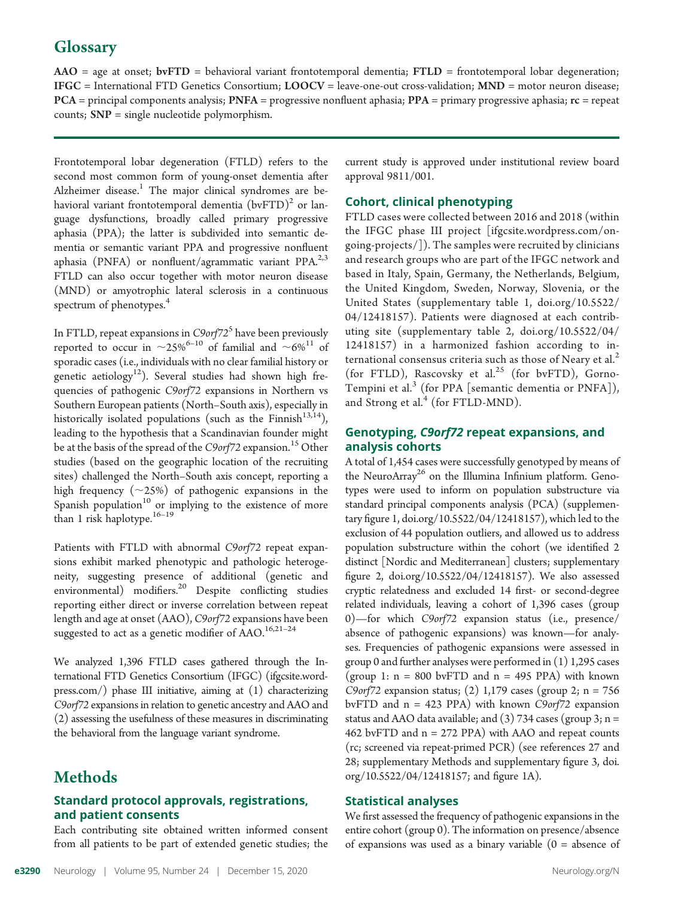## Glossary

**AAO** = age at onset; **bvFTD** = behavioral variant frontotemporal dementia; **FTLD** = frontotemporal lobar degeneration; **IFGC** = International FTD Genetics Consortium; **LOOCV** = leave-one-out cross-validation; **MND** = motor neuron disease; **PCA** = principal components analysis; **PNFA** = progressive nonfluent aphasia; **PPA** = primary progressive aphasia; **rc** = repeat counts; **SNP** = single nucleotide polymorphism.

Frontotemporal lobar degeneration (FTLD) refers to the second most common form of young-onset dementia after Alzheimer disease.[1] The major clinical syndromes are behavioral variant frontotemporal dementia (bvFTD)[2] or language dysfunctions, broadly called primary progressive aphasia (PPA); the latter is subdivided into semantic dementia or semantic variant PPA and progressive nonfluent aphasia (PNFA) or nonfluent/agrammatic variant PPA.[2,3] FTLD can also occur together with motor neuron disease (MND) or amyotrophic lateral sclerosis in a continuous spectrum of phenotypes.[4]

In FTLD, repeat expansions in *C9orf72*[5] have been previously reported to occur in ~25%[6–10] of familial and ~6%[11] of sporadic cases (i.e., individuals with no clear familial history or genetic aetiology[12]). Several studies had shown high frequencies of pathogenic *C9orf72* expansions in Northern vs Southern European patients (North–South axis), especially in historically isolated populations (such as the Finnish[13,14]), leading to the hypothesis that a Scandinavian founder might be at the basis of the spread of the *C9orf72* expansion.[15] Other studies (based on the geographic location of the recruiting sites) challenged the North–South axis concept, reporting a high frequency (~25%) of pathogenic expansions in the Spanish population[10] or implying to the existence of more than 1 risk haplotype.[16–19]

Patients with FTLD with abnormal *C9orf72* repeat expansions exhibit marked phenotypic and pathologic heterogeneity, suggesting presence of additional (genetic and environmental) modifiers.[20] Despite conflicting studies reporting either direct or inverse correlation between repeat length and age at onset (AAO), *C9orf72* expansions have been suggested to act as a genetic modifier of AAO.[16,21–24]

We analyzed 1,396 FTLD cases gathered through the International FTD Genetics Consortium (IFGC) (ifgcsite.wordpress.com/) phase III initiative, aiming at (1) characterizing *C9orf72* expansions in relation to genetic ancestry and AAO and (2) assessing the usefulness of these measures in discriminating the behavioral from the language variant syndrome.

# Methods

### Standard protocol approvals, registrations, and patient consents

Each contributing site obtained written informed consent from all patients to be part of extended genetic studies; the current study is approved under institutional review board approval 9811/001.

### Cohort, clinical phenotyping

FTLD cases were collected between 2016 and 2018 (within the IFGC phase III project [ifgcsite.wordpress.com/on-going-projects/]). The samples were recruited by clinicians and research groups who are part of the IFGC network and based in Italy, Spain, Germany, the Netherlands, Belgium, the United Kingdom, Sweden, Norway, Slovenia, or the United States (supplementary table 1, doi.org/10.5522/04/12418157). Patients were diagnosed at each contributing site (supplementary table 2, doi.org/10.5522/04/12418157) in a harmonized fashion according to international consensus criteria such as those of Neary et al.[2] (for FTLD), Rascovsky et al.[25] (for bvFTD), Gorno-Tempini et al.[3] (for PPA [semantic dementia or PNFA]), and Strong et al.[4] (for FTLD-MND).

### Genotyping, *C9orf72* repeat expansions, and analysis cohorts

A total of 1,454 cases were successfully genotyped by means of the NeuroArray[26] on the Illumina Infinium platform. Genotypes were used to inform on population substructure via standard principal components analysis (PCA) (supplementary figure 1, doi.org/10.5522/04/12418157), which led to the exclusion of 44 population outliers, and allowed us to address population substructure within the cohort (we identified 2 distinct [Nordic and Mediterranean] clusters; supplementary figure 2, doi.org/10.5522/04/12418157). We also assessed cryptic relatedness and excluded 14 first- or second-degree related individuals, leaving a cohort of 1,396 cases (group 0)—for which *C9orf72* expansion status (i.e., presence/absence of pathogenic expansions) was known—for analyses. Frequencies of pathogenic expansions were assessed in group 0 and further analyses were performed in (1) 1,295 cases (group 1: n = 800 bvFTD and n = 495 PPA) with known *C9orf72* expansion status; (2) 1,179 cases (group 2; n = 756 bvFTD and n = 423 PPA) with known *C9orf72* expansion status and AAO data available; and (3) 734 cases (group 3; n = 462 bvFTD and n = 272 PPA) with AAO and repeat counts (rc; screened via repeat-primed PCR) (see references 27 and 28; supplementary Methods and supplementary figure 3, doi.org/10.5522/04/12418157; and figure 1A).

### Statistical analyses

We first assessed the frequency of pathogenic expansions in the entire cohort (group 0). The information on presence/absence of expansions was used as a binary variable (0 = absence of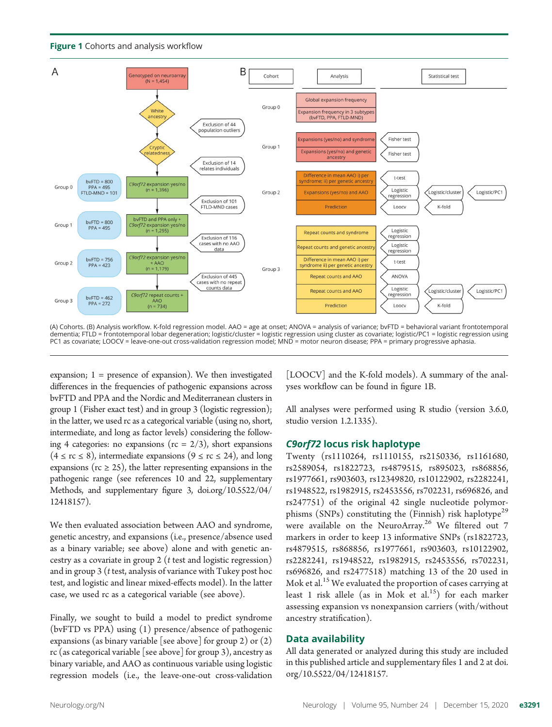**Figure 1** Cohorts and analysis workflow

A

Genotyped on neuroarray (N = 1,454)

White ancestry

Exclusion of 44 population outliers

Cryptic relatedness

Exclusion of 14 relates individuals

Group 0

bvFTD = 800
PPA = 495
FTLD-MND = 101

C9orf72 expansion yes/no (n = 1,396)

Exclusion of 101 FTLD-MND cases

Group 1

bvFTD = 800
PPA = 495

bvFTD and PPA only + C9orf72 expansion yes/no (n = 1,295)

Exclusion of 116 cases with no AAO data

Group 2

bvFTD = 756
PPA = 423

C9orf72 expansion yes/no + AAO (n = 1,179)

Exclusion of 445 cases with no repeat counts data

Group 3

bvFTD = 462
PPA = 272

C9orf72 repeat counts + AAO (n = 734)

B

Cohort

Analysis

Statistical test

Group 0

Global expansion frequency

Expansion frequency in 3 subtypes (bvFTD, PPA, FTLD-MND)

Group 1

Expansions (yes/no) and syndrome

Fisher test

Expansions (yes/no) and genetic ancestry

Fisher test

Group 2

Difference in mean AAO i) per syndrome; ii) per genetic ancestry

t-test

Expansions (yes/no) and AAO

Logistic regression

Logistic/cluster

Logistic/PC1

Prediction

Loocv

K-fold

Group 3

Repeat counts and syndrome

Logistic regression

Repeat counts and genetic ancestry

Logistic regression

Difference in mean AAO i) per syndrome ii) per genetic ancestry

t-test

Repeat counts and AAO

ANOVA

Repeat counts and AAO

Logistic regression

Logistic/cluster

Logistic/PC1

Prediction

Loocv

K-fold

(A) Cohorts. (B) Analysis workflow. K-fold regression model. AAO = age at onset; ANOVA = analysis of variance; bvFTD = behavioral variant frontotemporal dementia; FTLD = frontotemporal lobar degeneration; logistic/cluster = logistic regression using cluster as covariate; logistic/PC1 = logistic regression using PC1 as covariate; LOOCV = leave-one-out cross-validation regression model; MND = motor neuron disease; PPA = primary progressive aphasia.

expansion; 1 = presence of expansion). We then investigated differences in the frequencies of pathogenic expansions across bvFTD and PPA and the Nordic and Mediterranean clusters in group 1 (Fisher exact test) and in group 3 (logistic regression); in the latter, we used rc as a categorical variable (using no, short, intermediate, and long as factor levels) considering the following 4 categories: no expansions (rc = 2/3), short expansions ($4 \le rc \le 8$), intermediate expansions ($9 \le rc \le 24$), and long expansions ($rc \ge 25$), the latter representing expansions in the pathogenic range (see references 10 and 22, supplementary Methods, and supplementary figure 3, doi.org/10.5522/04/12418157).

We then evaluated association between AAO and syndrome, genetic ancestry, and expansions (i.e., presence/absence used as a binary variable; see above) alone and with genetic ancestry as a covariate in group 2 (*t* test and logistic regression) and in group 3 (*t* test, analysis of variance with Tukey post hoc test, and logistic and linear mixed-effects model). In the latter case, we used rc as a categorical variable (see above).

Finally, we sought to build a model to predict syndrome (bvFTD vs PPA) using (1) presence/absence of pathogenic expansions (as binary variable [see above] for group 2) or (2) rc (as categorical variable [see above] for group 3), ancestry as binary variable, and AAO as continuous variable using logistic regression models (i.e., the leave-one-out cross-validation [LOOCV] and the K-fold models). A summary of the analyses workflow can be found in figure 1B.

All analyses were performed using R studio (version 3.6.0, studio version 1.2.1335).

## *C9orf72* locus risk haplotype

Twenty (rs1110264, rs1110155, rs2150336, rs1161680, rs2589054, rs1822723, rs4879515, rs895023, rs868856, rs1977661, rs903603, rs12349820, rs10122902, rs2282241, rs1948522, rs1982915, rs2453556, rs702231, rs696826, and rs247751) of the original 42 single nucleotide polymorphisms (SNPs) constituting the (Finnish) risk haplotype[29] were available on the NeuroArray.[26] We filtered out 7 markers in order to keep 13 informative SNPs (rs1822723, rs4879515, rs868856, rs1977661, rs903603, rs10122902, rs2282241, rs1948522, rs1982915, rs2453556, rs702231, rs696826, and rs2477518) matching 13 of the 20 used in Mok et al.[15] We evaluated the proportion of cases carrying at least 1 risk allele (as in Mok et al.[15]) for each marker assessing expansion vs nonexpansion carriers (with/without ancestry stratification).

## Data availability

All data generated or analyzed during this study are included in this published article and supplementary files 1 and 2 at doi.org/10.5522/04/12418157.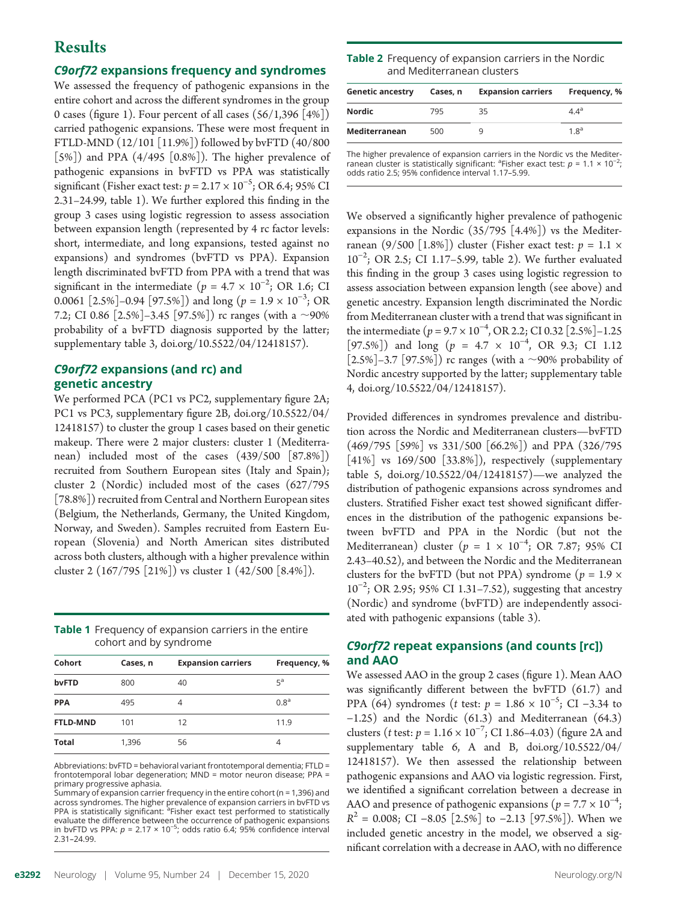# Results

## *C9orf72* expansions frequency and syndromes

We assessed the frequency of pathogenic expansions in the entire cohort and across the different syndromes in the group 0 cases (figure 1). Four percent of all cases (56/1,396 [4%]) carried pathogenic expansions. These were most frequent in FTLD-MND (12/101 [11.9%]) followed by bvFTD (40/800 [5%]) and PPA (4/495 [0.8%]). The higher prevalence of pathogenic expansions in bvFTD vs PPA was statistically significant (Fisher exact test: $p = 2.17 \times 10^{-5}$; OR 6.4; 95% CI 2.31–24.99, table 1). We further explored this finding in the group 3 cases using logistic regression to assess association between expansion length (represented by 4 rc factor levels: short, intermediate, and long expansions, tested against no expansions) and syndromes (bvFTD vs PPA). Expansion length discriminated bvFTD from PPA with a trend that was significant in the intermediate ($p = 4.7 \times 10^{-2}$; OR 1.6; CI 0.0061 [2.5%]–0.94 [97.5%]) and long ($p = 1.9 \times 10^{-3}$; OR 7.2; CI 0.86 [2.5%]–3.45 [97.5%]) rc ranges (with a ~90% probability of a bvFTD diagnosis supported by the latter; supplementary table 3, doi.org/10.5522/04/12418157).

## *C9orf72* expansions (and rc) and genetic ancestry

We performed PCA (PC1 vs PC2, supplementary figure 2A; PC1 vs PC3, supplementary figure 2B, doi.org/10.5522/04/12418157) to cluster the group 1 cases based on their genetic makeup. There were 2 major clusters: cluster 1 (Mediterranean) included most of the cases (439/500 [87.8%]) recruited from Southern European sites (Italy and Spain); cluster 2 (Nordic) included most of the cases (627/795 [78.8%]) recruited from Central and Northern European sites (Belgium, the Netherlands, Germany, the United Kingdom, Norway, and Sweden). Samples recruited from Eastern European (Slovenia) and North American sites distributed across both clusters, although with a higher prevalence within cluster 2 (167/795 [21%]) vs cluster 1 (42/500 [8.4%]).

**Table 1** Frequency of expansion carriers in the entire cohort and by syndrome

| Cohort | Cases, n | Expansion carriers | Frequency, % |
|---|---|---|---|
| **bvFTD** | 800 | 40 | 5[a] |
| **PPA** | 495 | 4 | 0.8[a] |
| **FTLD-MND** | 101 | 12 | 11.9 |
| **Total** | 1,396 | 56 | 4 |

Abbreviations: bvFTD = behavioral variant frontotemporal dementia; FTLD = frontotemporal lobar degeneration; MND = motor neuron disease; PPA = primary progressive aphasia.
Summary of expansion carrier frequency in the entire cohort (n = 1,396) and across syndromes. The higher prevalence of expansion carriers in bvFTD vs PPA is statistically significant: [a]Fisher exact test performed to statistically evaluate the difference between the occurrence of pathogenic expansions in bvFTD vs PPA: $p = 2.17 \times 10^{-5}$; odds ratio 6.4; 95% confidence interval 2.31–24.99.

**Table 2** Frequency of expansion carriers in the Nordic and Mediterranean clusters

| Genetic ancestry | Cases, n | Expansion carriers | Frequency, % |
|---|---|---|---|
| **Nordic** | 795 | 35 | 4.4[a] |
| **Mediterranean** | 500 | 9 | 1.8[a] |

The higher prevalence of expansion carriers in the Nordic vs the Mediterranean cluster is statistically significant: [a]Fisher exact test: $p = 1.1 \times 10^{-2}$; odds ratio 2.5; 95% confidence interval 1.17–5.99.

We observed a significantly higher prevalence of pathogenic expansions in the Nordic (35/795 [4.4%]) vs the Mediterranean (9/500 [1.8%]) cluster (Fisher exact test: $p = 1.1 \times 10^{-2}$; OR 2.5; CI 1.17–5.99, table 2). We further evaluated this finding in the group 3 cases using logistic regression to assess association between expansion length (see above) and genetic ancestry. Expansion length discriminated the Nordic from Mediterranean cluster with a trend that was significant in the intermediate ($p = 9.7 \times 10^{-4}$, OR 2.2; CI 0.32 [2.5%]–1.25 [97.5%]) and long ($p = 4.7 \times 10^{-4}$, OR 9.3; CI 1.12 [2.5%]–3.7 [97.5%]) rc ranges (with a ~90% probability of Nordic ancestry supported by the latter; supplementary table 4, doi.org/10.5522/04/12418157).

Provided differences in syndromes prevalence and distribution across the Nordic and Mediterranean clusters—bvFTD (469/795 [59%] vs 331/500 [66.2%]) and PPA (326/795 [41%] vs 169/500 [33.8%]), respectively (supplementary table 5, doi.org/10.5522/04/12418157)—we analyzed the distribution of pathogenic expansions across syndromes and clusters. Stratified Fisher exact test showed significant differences in the distribution of the pathogenic expansions between bvFTD and PPA in the Nordic (but not the Mediterranean) cluster ($p = 1 \times 10^{-4}$; OR 7.87; 95% CI 2.43–40.52), and between the Nordic and the Mediterranean clusters for the bvFTD (but not PPA) syndrome ($p = 1.9 \times 10^{-2}$; OR 2.95; 95% CI 1.31–7.52), suggesting that ancestry (Nordic) and syndrome (bvFTD) are independently associated with pathogenic expansions (table 3).

## *C9orf72* repeat expansions (and counts [rc]) and AAO

We assessed AAO in the group 2 cases (figure 1). Mean AAO was significantly different between the bvFTD (61.7) and PPA (64) syndromes (*t* test: $p = 1.86 \times 10^{-5}$; CI −3.34 to −1.25) and the Nordic (61.3) and Mediterranean (64.3) clusters (*t* test: $p = 1.16 \times 10^{-7}$; CI 1.86–4.03) (figure 2A and supplementary table 6, A and B, doi.org/10.5522/04/12418157). We then assessed the relationship between pathogenic expansions and AAO via logistic regression. First, we identified a significant correlation between a decrease in AAO and presence of pathogenic expansions ($p = 7.7 \times 10^{-4}$; $R^2 = 0.008$; CI −8.05 [2.5%] to −2.13 [97.5%]). When we included genetic ancestry in the model, we observed a significant correlation with a decrease in AAO, with no difference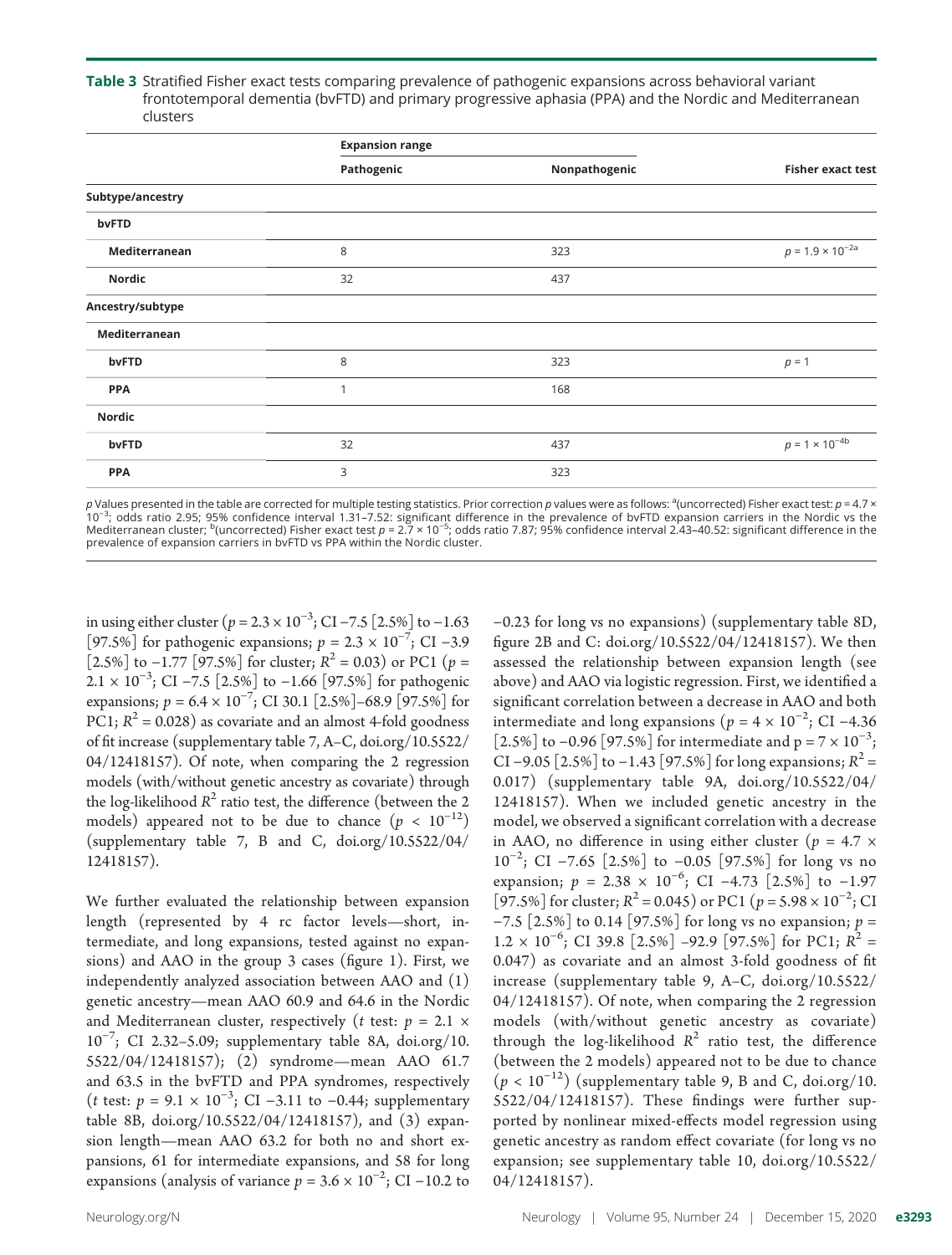**Table 3** Stratified Fisher exact tests comparing prevalence of pathogenic expansions across behavioral variant frontotemporal dementia (bvFTD) and primary progressive aphasia (PPA) and the Nordic and Mediterranean clusters

| | Expansion range | | |
|---|---|---|---|
| | Pathogenic | Nonpathogenic | Fisher exact test |
| **Subtype/ancestry** | | | |
| **bvFTD** | | | |
| **Mediterranean** | 8 | 323 | $p = 1.9 \times 10^{-2}$[a] |
| **Nordic** | 32 | 437 | |
| **Ancestry/subtype** | | | |
| **Mediterranean** | | | |
| **bvFTD** | 8 | 323 | $p = 1$ |
| **PPA** | 1 | 168 | |
| **Nordic** | | | |
| **bvFTD** | 32 | 437 | $p = 1 \times 10^{-4}$[b] |
| **PPA** | 3 | 323 | |

*p* Values presented in the table are corrected for multiple testing statistics. Prior correction *p* values were as follows: [a](uncorrected) Fisher exact test: $p = 4.7 \times 10^{-3}$; odds ratio 2.95; 95% confidence interval 1.31–7.52: significant difference in the prevalence of bvFTD expansion carriers in the Nordic vs the Mediterranean cluster; [b](uncorrected) Fisher exact test $p = 2.7 \times 10^{-5}$; odds ratio 7.87; 95% confidence interval 2.43–40.52: significant difference in the prevalence of expansion carriers in bvFTD vs PPA within the Nordic cluster.

in using either cluster ($p = 2.3 \times 10^{-3}$; CI −7.5 [2.5%] to −1.63 [97.5%] for pathogenic expansions; $p = 2.3 \times 10^{-7}$; CI −3.9 [2.5%] to −1.77 [97.5%] for cluster; $R^2 = 0.03$) or PC1 ($p = 2.1 \times 10^{-3}$; CI −7.5 [2.5%] to −1.66 [97.5%] for pathogenic expansions; $p = 6.4 \times 10^{-7}$; CI 30.1 [2.5%]–68.9 [97.5%] for PC1; $R^2 = 0.028$) as covariate and an almost 4-fold goodness of fit increase (supplementary table 7, A–C, doi.org/10.5522/04/12418157). Of note, when comparing the 2 regression models (with/without genetic ancestry as covariate) through the log-likelihood $R^2$ ratio test, the difference (between the 2 models) appeared not to be due to chance ($p < 10^{-12}$) (supplementary table 7, B and C, doi.org/10.5522/04/12418157).

We further evaluated the relationship between expansion length (represented by 4 rc factor levels—short, intermediate, and long expansions, tested against no expansions) and AAO in the group 3 cases (figure 1). First, we independently analyzed association between AAO and (1) genetic ancestry—mean AAO 60.9 and 64.6 in the Nordic and Mediterranean cluster, respectively (*t* test: $p = 2.1 \times 10^{-7}$; CI 2.32–5.09; supplementary table 8A, doi.org/10.5522/04/12418157); (2) syndrome—mean AAO 61.7 and 63.5 in the bvFTD and PPA syndromes, respectively (*t* test: $p = 9.1 \times 10^{-3}$; CI −3.11 to −0.44; supplementary table 8B, doi.org/10.5522/04/12418157), and (3) expansion length—mean AAO 63.2 for both no and short expansions, 61 for intermediate expansions, and 58 for long expansions (analysis of variance $p = 3.6 \times 10^{-2}$; CI −10.2 to −0.23 for long vs no expansions) (supplementary table 8D, figure 2B and C: doi.org/10.5522/04/12418157). We then assessed the relationship between expansion length (see above) and AAO via logistic regression. First, we identified a significant correlation between a decrease in AAO and both intermediate and long expansions ($p = 4 \times 10^{-2}$; CI −4.36 [2.5%] to −0.96 [97.5%] for intermediate and $p = 7 \times 10^{-3}$; CI −9.05 [2.5%] to −1.43 [97.5%] for long expansions; $R^2 = 0.017$) (supplementary table 9A, doi.org/10.5522/04/12418157). When we included genetic ancestry in the model, we observed a significant correlation with a decrease in AAO, no difference in using either cluster ($p = 4.7 \times 10^{-2}$; CI −7.65 [2.5%] to −0.05 [97.5%] for long vs no expansion; $p = 2.38 \times 10^{-6}$; CI −4.73 [2.5%] to −1.97 [97.5%] for cluster; $R^2 = 0.045$) or PC1 ($p = 5.98 \times 10^{-2}$; CI −7.5 [2.5%] to 0.14 [97.5%] for long vs no expansion; $p = 1.2 \times 10^{-6}$; CI 39.8 [2.5%] −92.9 [97.5%] for PC1; $R^2 = 0.047$) as covariate and an almost 3-fold goodness of fit increase (supplementary table 9, A–C, doi.org/10.5522/04/12418157). Of note, when comparing the 2 regression models (with/without genetic ancestry as covariate) through the log-likelihood $R^2$ ratio test, the difference (between the 2 models) appeared not to be due to chance ($p < 10^{-12}$) (supplementary table 9, B and C, doi.org/10.5522/04/12418157). These findings were further supported by nonlinear mixed-effects model regression using genetic ancestry as random effect covariate (for long vs no expansion; see supplementary table 10, doi.org/10.5522/04/12418157).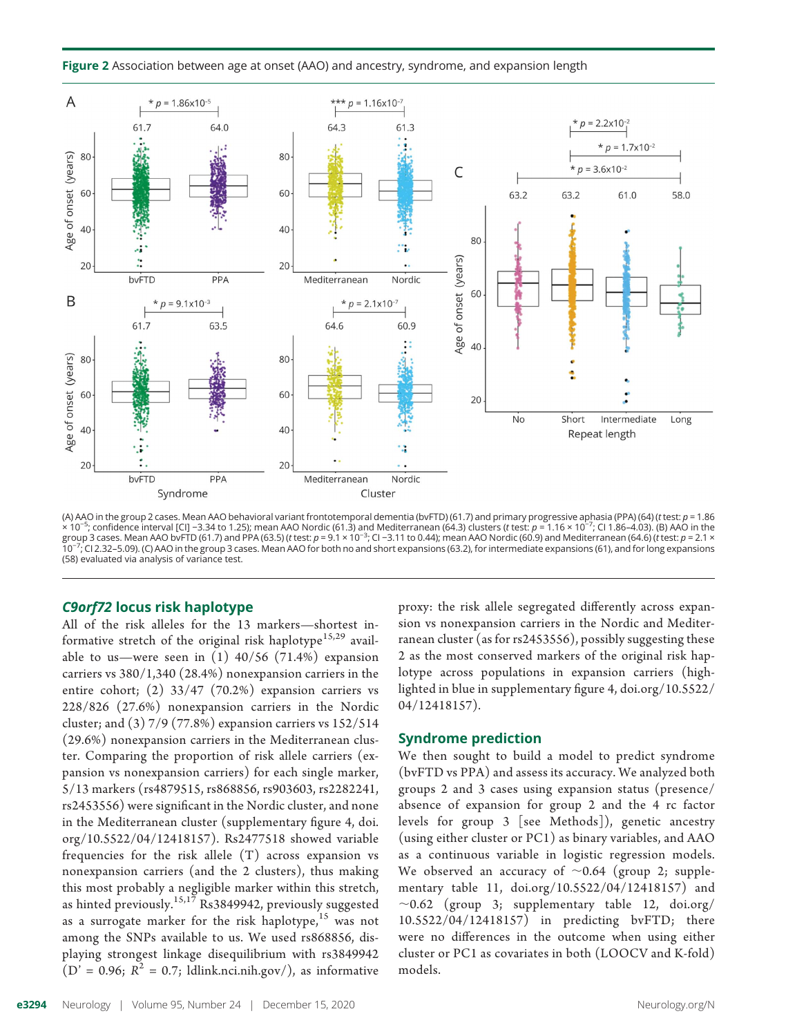**Figure 2** Association between age at onset (AAO) and ancestry, syndrome, and expansion length

A

\* p = 1.86x10⁻⁵

61.7 64.0

Age of onset (years)

bvFTD PPA

\*\*\* p = 1.16x10⁻⁷

64.3 61.3

Mediterranean Nordic

B

\* p = 9.1x10⁻³

61.7 63.5

Age of onset (years)

bvFTD PPA

Syndrome

\* p = 2.1x10⁻⁷

64.6 60.9

Mediterranean Nordic

Cluster

C

\* p = 2.2x10⁻²

\* p = 1.7x10⁻²

\* p = 3.6x10⁻²

63.2 63.2 61.0 58.0

Age of onset (years)

No Short Intermediate Long

Repeat length

(A) AAO in the group 2 cases. Mean AAO behavioral variant frontotemporal dementia (bvFTD) (61.7) and primary progressive aphasia (PPA) (64) (*t* test: $p = 1.86 \times 10^{-5}$; confidence interval [CI] −3.34 to 1.25); mean AAO Nordic (61.3) and Mediterranean (64.3) clusters (*t* test: $p = 1.16 \times 10^{-7}$; CI 1.86–4.03). (B) AAO in the group 3 cases. Mean AAO bvFTD (61.7) and PPA (63.5) (*t* test: $p = 9.1 \times 10^{-3}$; CI −3.11 to 0.44); mean AAO Nordic (60.9) and Mediterranean (64.6) (*t* test: $p = 2.1 \times 10^{-7}$; CI 2.32–5.09). (C) AAO in the group 3 cases. Mean AAO for both no and short expansions (63.2), for intermediate expansions (61), and for long expansions (58) evaluated via analysis of variance test.

## *C9orf72* locus risk haplotype

All of the risk alleles for the 13 markers—shortest informative stretch of the original risk haplotype[15,29] available to us—were seen in (1) 40/56 (71.4%) expansion carriers vs 380/1,340 (28.4%) nonexpansion carriers in the entire cohort; (2) 33/47 (70.2%) expansion carriers vs 228/826 (27.6%) nonexpansion carriers in the Nordic cluster; and (3) 7/9 (77.8%) expansion carriers vs 152/514 (29.6%) nonexpansion carriers in the Mediterranean cluster. Comparing the proportion of risk allele carriers (expansion vs nonexpansion carriers) for each single marker, 5/13 markers (rs4879515, rs868856, rs903603, rs2282241, rs2453556) were significant in the Nordic cluster, and none in the Mediterranean cluster (supplementary figure 4, doi.org/10.5522/04/12418157). Rs2477518 showed variable frequencies for the risk allele (T) across expansion vs nonexpansion carriers (and the 2 clusters), thus making this most probably a negligible marker within this stretch, as hinted previously.[15,17] Rs3849942, previously suggested as a surrogate marker for the risk haplotype,[15] was not among the SNPs available to us. We used rs868856, displaying strongest linkage disequilibrium with rs3849942 (D' = 0.96; $R^2$ = 0.7; ldlink.nci.nih.gov/), as informative proxy: the risk allele segregated differently across expansion vs nonexpansion carriers in the Nordic and Mediterranean cluster (as for rs2453556), possibly suggesting these 2 as the most conserved markers of the original risk haplotype across populations in expansion carriers (highlighted in blue in supplementary figure 4, doi.org/10.5522/04/12418157).

## Syndrome prediction

We then sought to build a model to predict syndrome (bvFTD vs PPA) and assess its accuracy. We analyzed both groups 2 and 3 cases using expansion status (presence/absence of expansion for group 2 and the 4 rc factor levels for group 3 [see Methods]), genetic ancestry (using either cluster or PC1) as binary variables, and AAO as a continuous variable in logistic regression models. We observed an accuracy of ~0.64 (group 2; supplementary table 11, doi.org/10.5522/04/12418157) and ~0.62 (group 3; supplementary table 12, doi.org/10.5522/04/12418157) in predicting bvFTD; there were no differences in the outcome when using either cluster or PC1 as covariates in both (LOOCV and K-fold) models.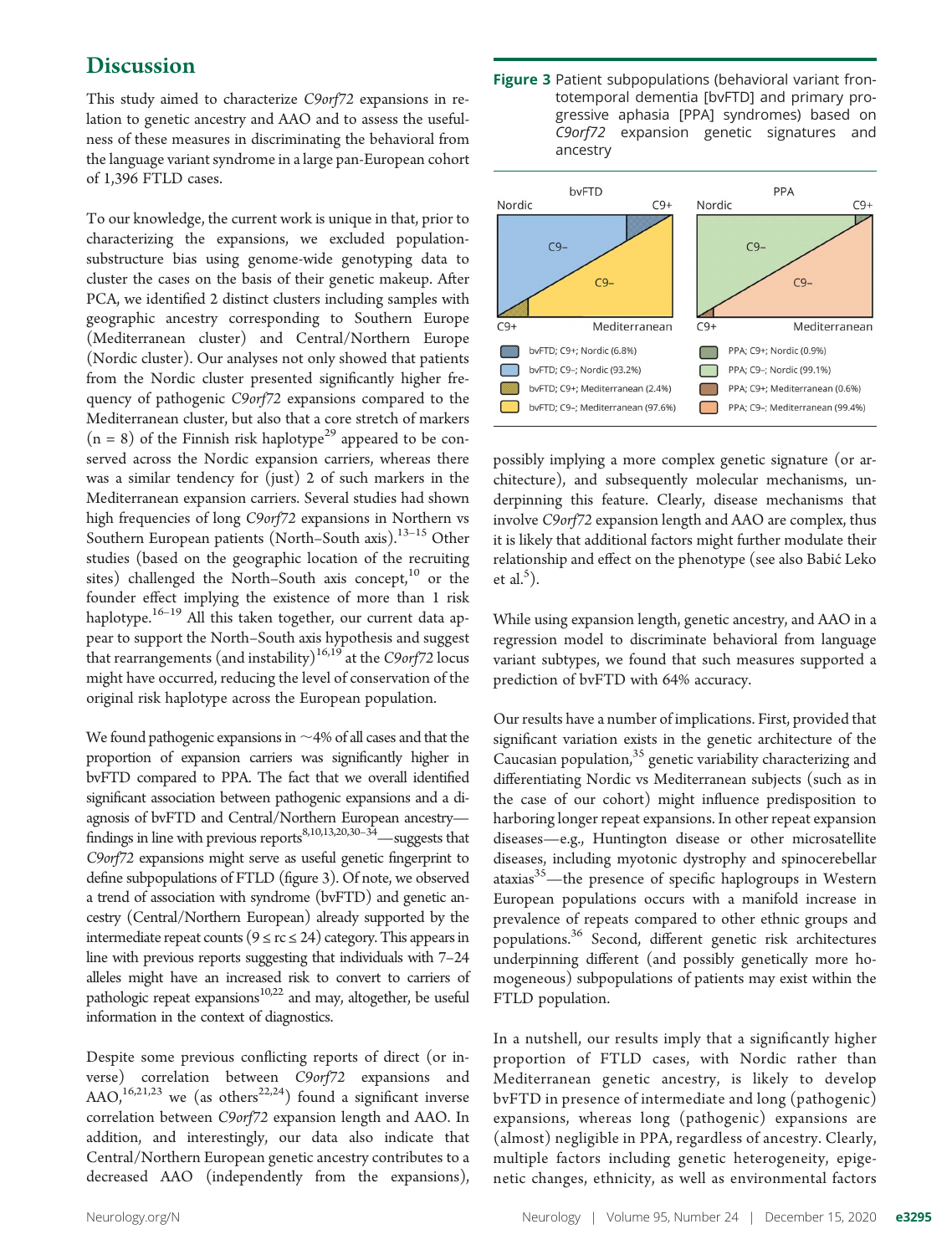## Discussion

This study aimed to characterize *C9orf72* expansions in relation to genetic ancestry and AAO and to assess the usefulness of these measures in discriminating the behavioral from the language variant syndrome in a large pan-European cohort of 1,396 FTLD cases.

To our knowledge, the current work is unique in that, prior to characterizing the expansions, we excluded population-substructure bias using genome-wide genotyping data to cluster the cases on the basis of their genetic makeup. After PCA, we identified 2 distinct clusters including samples with geographic ancestry corresponding to Southern Europe (Mediterranean cluster) and Central/Northern Europe (Nordic cluster). Our analyses not only showed that patients from the Nordic cluster presented significantly higher frequency of pathogenic *C9orf72* expansions compared to the Mediterranean cluster, but also that a core stretch of markers (n = 8) of the Finnish risk haplotype[29] appeared to be conserved across the Nordic expansion carriers, whereas there was a similar tendency for (just) 2 of such markers in the Mediterranean expansion carriers. Several studies had shown high frequencies of long *C9orf72* expansions in Northern vs Southern European patients (North–South axis).[13–15] Other studies (based on the geographic location of the recruiting sites) challenged the North–South axis concept,[10] or the founder effect implying the existence of more than 1 risk haplotype.[16–19] All this taken together, our current data appear to support the North–South axis hypothesis and suggest that rearrangements (and instability)[16,19] at the *C9orf72* locus might have occurred, reducing the level of conservation of the original risk haplotype across the European population.

We found pathogenic expansions in ~4% of all cases and that the proportion of expansion carriers was significantly higher in bvFTD compared to PPA. The fact that we overall identified significant association between pathogenic expansions and a diagnosis of bvFTD and Central/Northern European ancestry—findings in line with previous reports[8,10,13,20,30–34]—suggests that *C9orf72* expansions might serve as useful genetic fingerprint to define subpopulations of FTLD (figure 3). Of note, we observed a trend of association with syndrome (bvFTD) and genetic ancestry (Central/Northern European) already supported by the intermediate repeat counts (9 ≤ rc ≤ 24) category. This appears in line with previous reports suggesting that individuals with 7–24 alleles might have an increased risk to convert to carriers of pathologic repeat expansions[10,22] and may, altogether, be useful information in the context of diagnostics.

Despite some previous conflicting reports of direct (or inverse) correlation between *C9orf72* expansions and AAO,[16,21,23] we (as others[22,24]) found a significant inverse correlation between *C9orf72* expansion length and AAO. In addition, and interestingly, our data also indicate that Central/Northern European genetic ancestry contributes to a decreased AAO (independently from the expansions), possibly implying a more complex genetic signature (or architecture), and subsequently molecular mechanisms, underpinning this feature. Clearly, disease mechanisms that involve *C9orf72* expansion length and AAO are complex, thus it is likely that additional factors might further modulate their relationship and effect on the phenotype (see also Babić Leko et al.[5]).

**Figure 3** Patient subpopulations (behavioral variant frontotemporal dementia [bvFTD] and primary progressive aphasia [PPA] syndromes) based on *C9orf72* expansion genetic signatures and ancestry

bvFTD
Nordic C9+
C9−
C9−
C9+ Mediterranean

PPA
Nordic C9+
C9−
C9−
C9+ Mediterranean

bvFTD; C9+; Nordic (6.8%)
bvFTD; C9−; Nordic (93.2%)
bvFTD; C9+; Mediterranean (2.4%)
bvFTD; C9−; Mediterranean (97.6%)
PPA; C9+; Nordic (0.9%)
PPA; C9−; Nordic (99.1%)
PPA; C9+; Mediterranean (0.6%)
PPA; C9−; Mediterranean (99.4%)

While using expansion length, genetic ancestry, and AAO in a regression model to discriminate behavioral from language variant subtypes, we found that such measures supported a prediction of bvFTD with 64% accuracy.

Our results have a number of implications. First, provided that significant variation exists in the genetic architecture of the Caucasian population,[35] genetic variability characterizing and differentiating Nordic vs Mediterranean subjects (such as in the case of our cohort) might influence predisposition to harboring longer repeat expansions. In other repeat expansion diseases—e.g., Huntington disease or other microsatellite diseases, including myotonic dystrophy and spinocerebellar ataxias[35]—the presence of specific haplogroups in Western European populations occurs with a manifold increase in prevalence of repeats compared to other ethnic groups and populations.[36] Second, different genetic risk architectures underpinning different (and possibly genetically more homogeneous) subpopulations of patients may exist within the FTLD population.

In a nutshell, our results imply that a significantly higher proportion of FTLD cases, with Nordic rather than Mediterranean genetic ancestry, is likely to develop bvFTD in presence of intermediate and long (pathogenic) expansions, whereas long (pathogenic) expansions are (almost) negligible in PPA, regardless of ancestry. Clearly, multiple factors including genetic heterogeneity, epigenetic changes, ethnicity, as well as environmental factors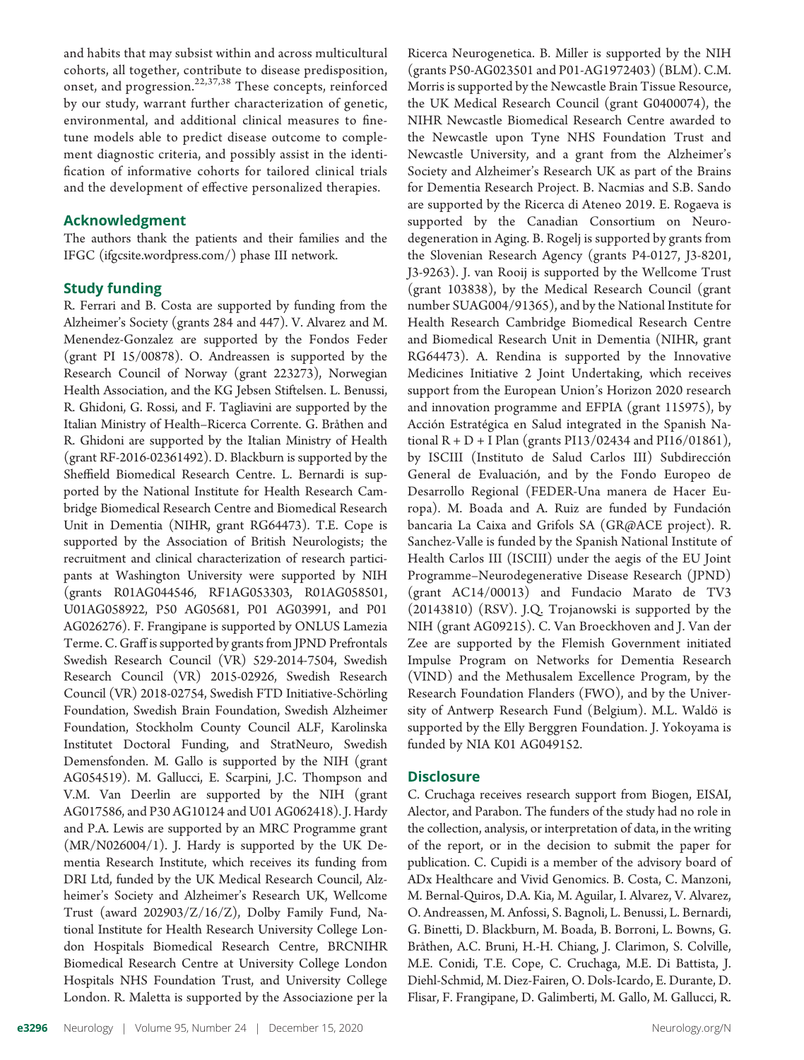and habits that may subsist within and across multicultural cohorts, all together, contribute to disease predisposition, onset, and progression.[22,37,38] These concepts, reinforced by our study, warrant further characterization of genetic, environmental, and additional clinical measures to fine-tune models able to predict disease outcome to complement diagnostic criteria, and possibly assist in the identification of informative cohorts for tailored clinical trials and the development of effective personalized therapies.

## Acknowledgment

The authors thank the patients and their families and the IFGC (ifgcsite.wordpress.com/) phase III network.

## Study funding

R. Ferrari and B. Costa are supported by funding from the Alzheimer's Society (grants 284 and 447). V. Alvarez and M. Menendez-Gonzalez are supported by the Fondos Feder (grant PI 15/00878). O. Andreassen is supported by the Research Council of Norway (grant 223273), Norwegian Health Association, and the KG Jebsen Stiftelsen. L. Benussi, R. Ghidoni, G. Rossi, and F. Tagliavini are supported by the Italian Ministry of Health–Ricerca Corrente. G. Bråthen and R. Ghidoni are supported by the Italian Ministry of Health (grant RF-2016-02361492). D. Blackburn is supported by the Sheffield Biomedical Research Centre. L. Bernardi is supported by the National Institute for Health Research Cambridge Biomedical Research Centre and Biomedical Research Unit in Dementia (NIHR, grant RG64473). T.E. Cope is supported by the Association of British Neurologists; the recruitment and clinical characterization of research participants at Washington University were supported by NIH (grants R01AG044546, RF1AG053303, R01AG058501, U01AG058922, P50 AG05681, P01 AG03991, and P01 AG026276). F. Frangipane is supported by ONLUS Lamezia Terme. C. Graff is supported by grants from JPND Prefrontals Swedish Research Council (VR) 529-2014-7504, Swedish Research Council (VR) 2015-02926, Swedish Research Council (VR) 2018-02754, Swedish FTD Initiative-Schörling Foundation, Swedish Brain Foundation, Swedish Alzheimer Foundation, Stockholm County Council ALF, Karolinska Institutet Doctoral Funding, and StratNeuro, Swedish Demensfonden. M. Gallo is supported by the NIH (grant AG054519). M. Gallucci, E. Scarpini, J.C. Thompson and V.M. Van Deerlin are supported by the NIH (grant AG017586, and P30 AG10124 and U01 AG062418). J. Hardy and P.A. Lewis are supported by an MRC Programme grant (MR/N026004/1). J. Hardy is supported by the UK Dementia Research Institute, which receives its funding from DRI Ltd, funded by the UK Medical Research Council, Alzheimer's Society and Alzheimer's Research UK, Wellcome Trust (award 202903/Z/16/Z), Dolby Family Fund, National Institute for Health Research University College London Hospitals Biomedical Research Centre, BRCNIHR Biomedical Research Centre at University College London Hospitals NHS Foundation Trust, and University College London. R. Maletta is supported by the Associazione per la Ricerca Neurogenetica. B. Miller is supported by the NIH (grants P50-AG023501 and P01-AG1972403) (BLM). C.M. Morris is supported by the Newcastle Brain Tissue Resource, the UK Medical Research Council (grant G0400074), the NIHR Newcastle Biomedical Research Centre awarded to the Newcastle upon Tyne NHS Foundation Trust and Newcastle University, and a grant from the Alzheimer's Society and Alzheimer's Research UK as part of the Brains for Dementia Research Project. B. Nacmias and S.B. Sando are supported by the Ricerca di Ateneo 2019. E. Rogaeva is supported by the Canadian Consortium on Neurodegeneration in Aging. B. Rogelj is supported by grants from the Slovenian Research Agency (grants P4-0127, J3-8201, J3-9263). J. van Rooij is supported by the Wellcome Trust (grant 103838), by the Medical Research Council (grant number SUAG004/91365), and by the National Institute for Health Research Cambridge Biomedical Research Centre and Biomedical Research Unit in Dementia (NIHR, grant RG64473). A. Rendina is supported by the Innovative Medicines Initiative 2 Joint Undertaking, which receives support from the European Union's Horizon 2020 research and innovation programme and EFPIA (grant 115975), by Acción Estratégica en Salud integrated in the Spanish National R + D + I Plan (grants PI13/02434 and PI16/01861), by ISCIII (Instituto de Salud Carlos III) Subdirección General de Evaluación, and by the Fondo Europeo de Desarrollo Regional (FEDER-Una manera de Hacer Europa). M. Boada and A. Ruiz are funded by Fundación bancaria La Caixa and Grifols SA (GR@ACE project). R. Sanchez-Valle is funded by the Spanish National Institute of Health Carlos III (ISCIII) under the aegis of the EU Joint Programme–Neurodegenerative Disease Research (JPND) (grant AC14/00013) and Fundacio Marato de TV3 (20143810) (RSV). J.Q. Trojanowski is supported by the NIH (grant AG09215). C. Van Broeckhoven and J. Van der Zee are supported by the Flemish Government initiated Impulse Program on Networks for Dementia Research (VIND) and the Methusalem Excellence Program, by the Research Foundation Flanders (FWO), and by the University of Antwerp Research Fund (Belgium). M.L. Waldö is supported by the Elly Berggren Foundation. J. Yokoyama is funded by NIA K01 AG049152.

## Disclosure

C. Cruchaga receives research support from Biogen, EISAI, Alector, and Parabon. The funders of the study had no role in the collection, analysis, or interpretation of data, in the writing of the report, or in the decision to submit the paper for publication. C. Cupidi is a member of the advisory board of ADx Healthcare and Vivid Genomics. B. Costa, C. Manzoni, M. Bernal-Quiros, D.A. Kia, M. Aguilar, I. Alvarez, V. Alvarez, O. Andreassen, M. Anfossi, S. Bagnoli, L. Benussi, L. Bernardi, G. Binetti, D. Blackburn, M. Boada, B. Borroni, L. Bowns, G. Bråthen, A.C. Bruni, H.-H. Chiang, J. Clarimon, S. Colville, M.E. Conidi, T.E. Cope, C. Cruchaga, M.E. Di Battista, J. Diehl-Schmid, M. Diez-Fairen, O. Dols-Icardo, E. Durante, D. Flisar, F. Frangipane, D. Galimberti, M. Gallo, M. Gallucci, R.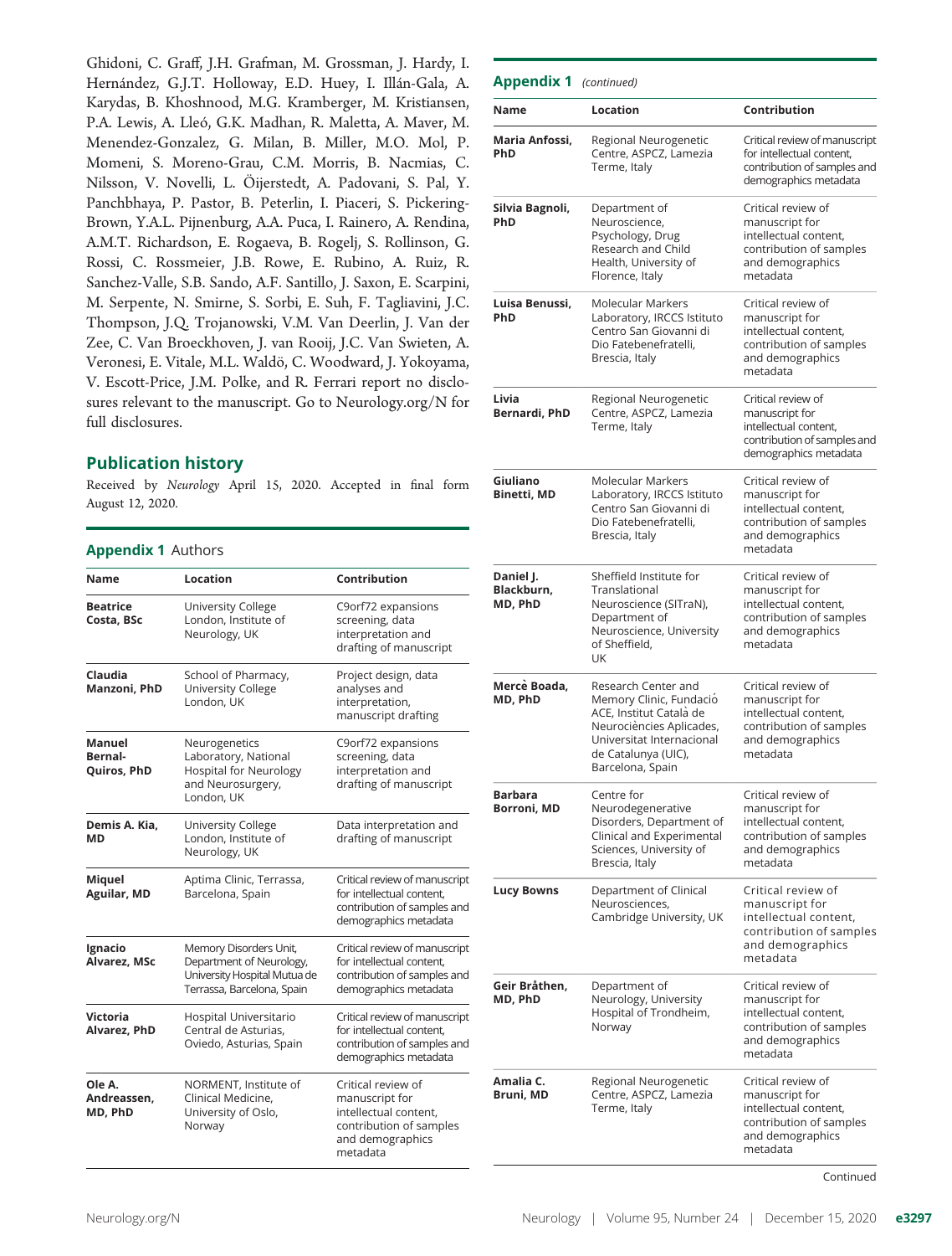Ghidoni, C. Graff, J.H. Grafman, M. Grossman, J. Hardy, I. Hernández, G.J.T. Holloway, E.D. Huey, I. Illán-Gala, A. Karydas, B. Khoshnood, M.G. Kramberger, M. Kristiansen, P.A. Lewis, A. Lleó, G.K. Madhan, R. Maletta, A. Maver, M. Menendez-Gonzalez, G. Milan, B. Miller, M.O. Mol, P. Momeni, S. Moreno-Grau, C.M. Morris, B. Nacmias, C. Nilsson, V. Novelli, L. Öijerstedt, A. Padovani, S. Pal, Y. Panchbhaya, P. Pastor, B. Peterlin, I. Piaceri, S. Pickering-Brown, Y.A.L. Pijnenburg, A.A. Puca, I. Rainero, A. Rendina, A.M.T. Richardson, E. Rogaeva, B. Rogelj, S. Rollinson, G. Rossi, C. Rossmeier, J.B. Rowe, E. Rubino, A. Ruiz, R. Sanchez-Valle, S.B. Sando, A.F. Santillo, J. Saxon, E. Scarpini, M. Serpente, N. Smirne, S. Sorbi, E. Suh, F. Tagliavini, J.C. Thompson, J.Q. Trojanowski, V.M. Van Deerlin, J. Van der Zee, C. Van Broeckhoven, J. van Rooij, J.C. Van Swieten, A. Veronesi, E. Vitale, M.L. Waldö, C. Woodward, J. Yokoyama, V. Escott-Price, J.M. Polke, and R. Ferrari report no disclosures relevant to the manuscript. Go to Neurology.org/N for full disclosures.

## Publication history

Received by *Neurology* April 15, 2020. Accepted in final form August 12, 2020.

## Appendix 1 Authors

| Name | Location | Contribution |
|---|---|---|
| **Beatrice Costa, BSc** | University College London, Institute of Neurology, UK | C9orf72 expansions screening, data interpretation and drafting of manuscript |
| **Claudia Manzoni, PhD** | School of Pharmacy, University College London, UK | Project design, data analyses and interpretation, manuscript drafting |
| **Manuel Bernal-Quiros, PhD** | Neurogenetics Laboratory, National Hospital for Neurology and Neurosurgery, London, UK | C9orf72 expansions screening, data interpretation and drafting of manuscript |
| **Demis A. Kia, MD** | University College London, Institute of Neurology, UK | Data interpretation and drafting of manuscript |
| **Miquel Aguilar, MD** | Aptima Clinic, Terrassa, Barcelona, Spain | Critical review of manuscript for intellectual content, contribution of samples and demographics metadata |
| **Ignacio Alvarez, MSc** | Memory Disorders Unit, Department of Neurology, University Hospital Mutua de Terrassa, Barcelona, Spain | Critical review of manuscript for intellectual content, contribution of samples and demographics metadata |
| **Victoria Alvarez, PhD** | Hospital Universitario Central de Asturias, Oviedo, Asturias, Spain | Critical review of manuscript for intellectual content, contribution of samples and demographics metadata |
| **Ole A. Andreassen, MD, PhD** | NORMENT, Institute of Clinical Medicine, University of Oslo, Norway | Critical review of manuscript for intellectual content, contribution of samples and demographics metadata |

## Appendix 1 *(continued)*

| Name | Location | Contribution |
|---|---|---|
| **Maria Anfossi, PhD** | Regional Neurogenetic Centre, ASPCZ, Lamezia Terme, Italy | Critical review of manuscript for intellectual content, contribution of samples and demographics metadata |
| **Silvia Bagnoli, PhD** | Department of Neuroscience, Psychology, Drug Research and Child Health, University of Florence, Italy | Critical review of manuscript for intellectual content, contribution of samples and demographics metadata |
| **Luisa Benussi, PhD** | Molecular Markers Laboratory, IRCCS Istituto Centro San Giovanni di Dio Fatebenefratelli, Brescia, Italy | Critical review of manuscript for intellectual content, contribution of samples and demographics metadata |
| **Livia Bernardi, PhD** | Regional Neurogenetic Centre, ASPCZ, Lamezia Terme, Italy | Critical review of manuscript for intellectual content, contribution of samples and demographics metadata |
| **Giuliano Binetti, MD** | Molecular Markers Laboratory, IRCCS Istituto Centro San Giovanni di Dio Fatebenefratelli, Brescia, Italy | Critical review of manuscript for intellectual content, contribution of samples and demographics metadata |
| **Daniel J. Blackburn, MD, PhD** | Sheffield Institute for Translational Neuroscience (SITraN), Department of Neuroscience, University of Sheffield, UK | Critical review of manuscript for intellectual content, contribution of samples and demographics metadata |
| **Mercè Boada, MD, PhD** | Research Center and Memory Clinic, Fundació ACE, Institut Català de Neurociències Aplicades, Universitat Internacional de Catalunya (UIC), Barcelona, Spain | Critical review of manuscript for intellectual content, contribution of samples and demographics metadata |
| **Barbara Borroni, MD** | Centre for Neurodegenerative Disorders, Department of Clinical and Experimental Sciences, University of Brescia, Italy | Critical review of manuscript for intellectual content, contribution of samples and demographics metadata |
| **Lucy Bowns** | Department of Clinical Neurosciences, Cambridge University, UK | Critical review of manuscript for intellectual content, contribution of samples and demographics metadata |
| **Geir Bråthen, MD, PhD** | Department of Neurology, University Hospital of Trondheim, Norway | Critical review of manuscript for intellectual content, contribution of samples and demographics metadata |
| **Amalia C. Bruni, MD** | Regional Neurogenetic Centre, ASPCZ, Lamezia Terme, Italy | Critical review of manuscript for intellectual content, contribution of samples and demographics metadata |

Continued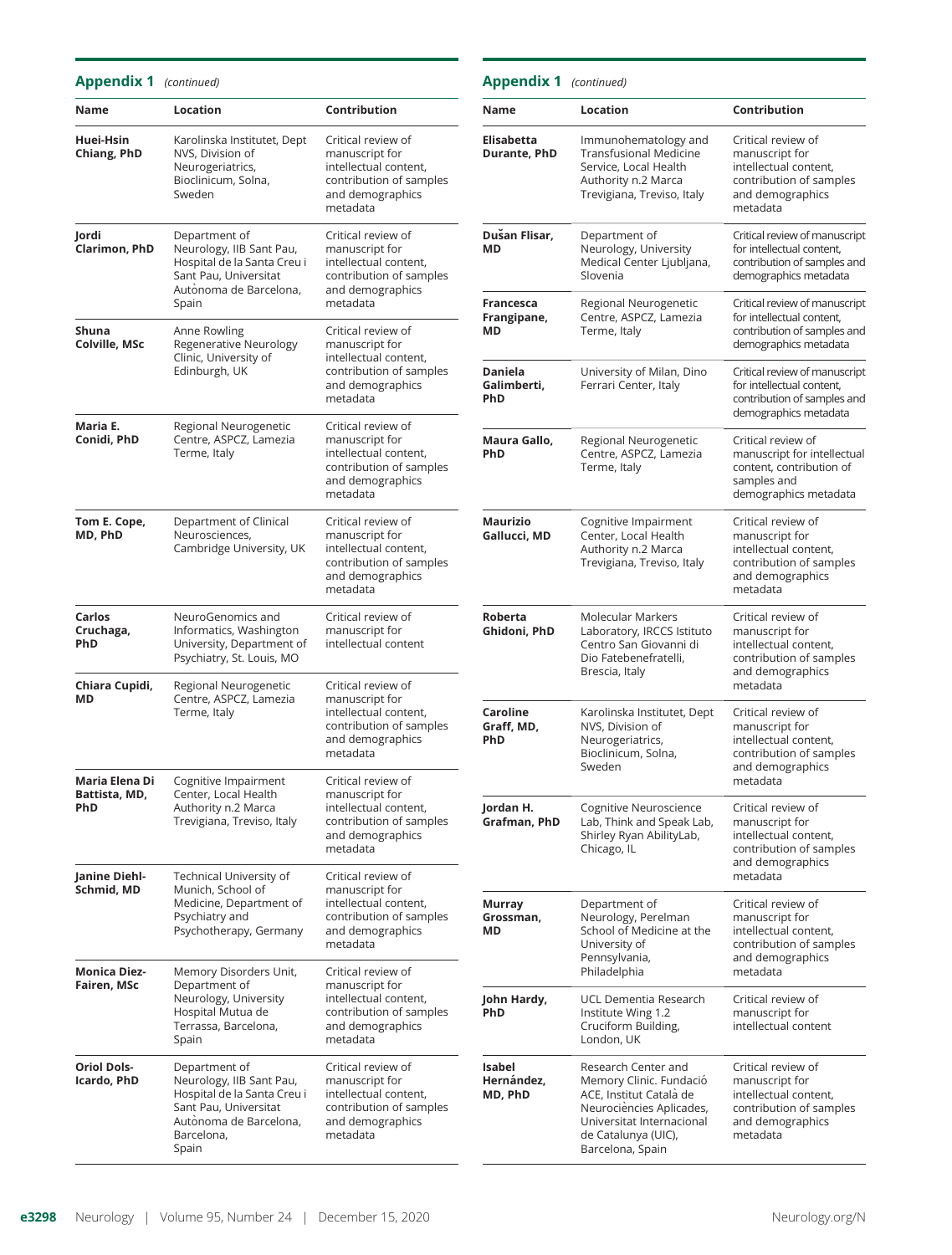**Appendix 1** *(continued)*

| Name | Location | Contribution |
|---|---|---|
| **Huei-Hsin Chiang, PhD** | Karolinska Institutet, Dept NVS, Division of Neurogeriatrics, Bioclinicum, Solna, Sweden | Critical review of manuscript for intellectual content, contribution of samples and demographics metadata |
| **Jordi Clarimon, PhD** | Department of Neurology, IIB Sant Pau, Hospital de la Santa Creu i Sant Pau, Universitat Autònoma de Barcelona, Spain | Critical review of manuscript for intellectual content, contribution of samples and demographics metadata |
| **Shuna Colville, MSc** | Anne Rowling Regenerative Neurology Clinic, University of Edinburgh, UK | Critical review of manuscript for intellectual content, contribution of samples and demographics metadata |
| **Maria E. Conidi, PhD** | Regional Neurogenetic Centre, ASPCZ, Lamezia Terme, Italy | Critical review of manuscript for intellectual content, contribution of samples and demographics metadata |
| **Tom E. Cope, MD, PhD** | Department of Clinical Neurosciences, Cambridge University, UK | Critical review of manuscript for intellectual content, contribution of samples and demographics metadata |
| **Carlos Cruchaga, PhD** | NeuroGenomics and Informatics, Washington University, Department of Psychiatry, St. Louis, MO | Critical review of manuscript for intellectual content |
| **Chiara Cupidi, MD** | Regional Neurogenetic Centre, ASPCZ, Lamezia Terme, Italy | Critical review of manuscript for intellectual content, contribution of samples and demographics metadata |
| **Maria Elena Di Battista, MD, PhD** | Cognitive Impairment Center, Local Health Authority n.2 Marca Trevigiana, Treviso, Italy | Critical review of manuscript for intellectual content, contribution of samples and demographics metadata |
| **Janine Diehl-Schmid, MD** | Technical University of Munich, School of Medicine, Department of Psychiatry and Psychotherapy, Germany | Critical review of manuscript for intellectual content, contribution of samples and demographics metadata |
| **Monica Diez-Fairen, MSc** | Memory Disorders Unit, Department of Neurology, University Hospital Mutua de Terrassa, Barcelona, Spain | Critical review of manuscript for intellectual content, contribution of samples and demographics metadata |
| **Oriol Dols-Icardo, PhD** | Department of Neurology, IIB Sant Pau, Hospital de la Santa Creu i Sant Pau, Universitat Autònoma de Barcelona, Barcelona, Spain | Critical review of manuscript for intellectual content, contribution of samples and demographics metadata |
| **Elisabetta Durante, PhD** | Immunohematology and Transfusional Medicine Service, Local Health Authority n.2 Marca Trevigiana, Treviso, Italy | Critical review of manuscript for intellectual content, contribution of samples and demographics metadata |
| **Dušan Flisar, MD** | Department of Neurology, University Medical Center Ljubljana, Slovenia | Critical review of manuscript for intellectual content, contribution of samples and demographics metadata |
| **Francesca Frangipane, MD** | Regional Neurogenetic Centre, ASPCZ, Lamezia Terme, Italy | Critical review of manuscript for intellectual content, contribution of samples and demographics metadata |
| **Daniela Galimberti, PhD** | University of Milan, Dino Ferrari Center, Italy | Critical review of manuscript for intellectual content, contribution of samples and demographics metadata |
| **Maura Gallo, PhD** | Regional Neurogenetic Centre, ASPCZ, Lamezia Terme, Italy | Critical review of manuscript for intellectual content, contribution of samples and demographics metadata |
| **Maurizio Gallucci, MD** | Cognitive Impairment Center, Local Health Authority n.2 Marca Trevigiana, Treviso, Italy | Critical review of manuscript for intellectual content, contribution of samples and demographics metadata |
| **Roberta Ghidoni, PhD** | Molecular Markers Laboratory, IRCCS Istituto Centro San Giovanni di Dio Fatebenefratelli, Brescia, Italy | Critical review of manuscript for intellectual content, contribution of samples and demographics metadata |
| **Caroline Graff, MD, PhD** | Karolinska Institutet, Dept NVS, Division of Neurogeriatrics, Bioclinicum, Solna, Sweden | Critical review of manuscript for intellectual content, contribution of samples and demographics metadata |
| **Jordan H. Grafman, PhD** | Cognitive Neuroscience Lab, Think and Speak Lab, Shirley Ryan AbilityLab, Chicago, IL | Critical review of manuscript for intellectual content, contribution of samples and demographics metadata |
| **Murray Grossman, MD** | Department of Neurology, Perelman School of Medicine at the University of Pennsylvania, Philadelphia | Critical review of manuscript for intellectual content, contribution of samples and demographics metadata |
| **John Hardy, PhD** | UCL Dementia Research Institute Wing 1.2 Cruciform Building, London, UK | Critical review of manuscript for intellectual content |
| **Isabel Hernández, MD, PhD** | Research Center and Memory Clinic. Fundació ACE, Institut Català de Neurociències Aplicades, Universitat Internacional de Catalunya (UIC), Barcelona, Spain | Critical review of manuscript for intellectual content, contribution of samples and demographics metadata |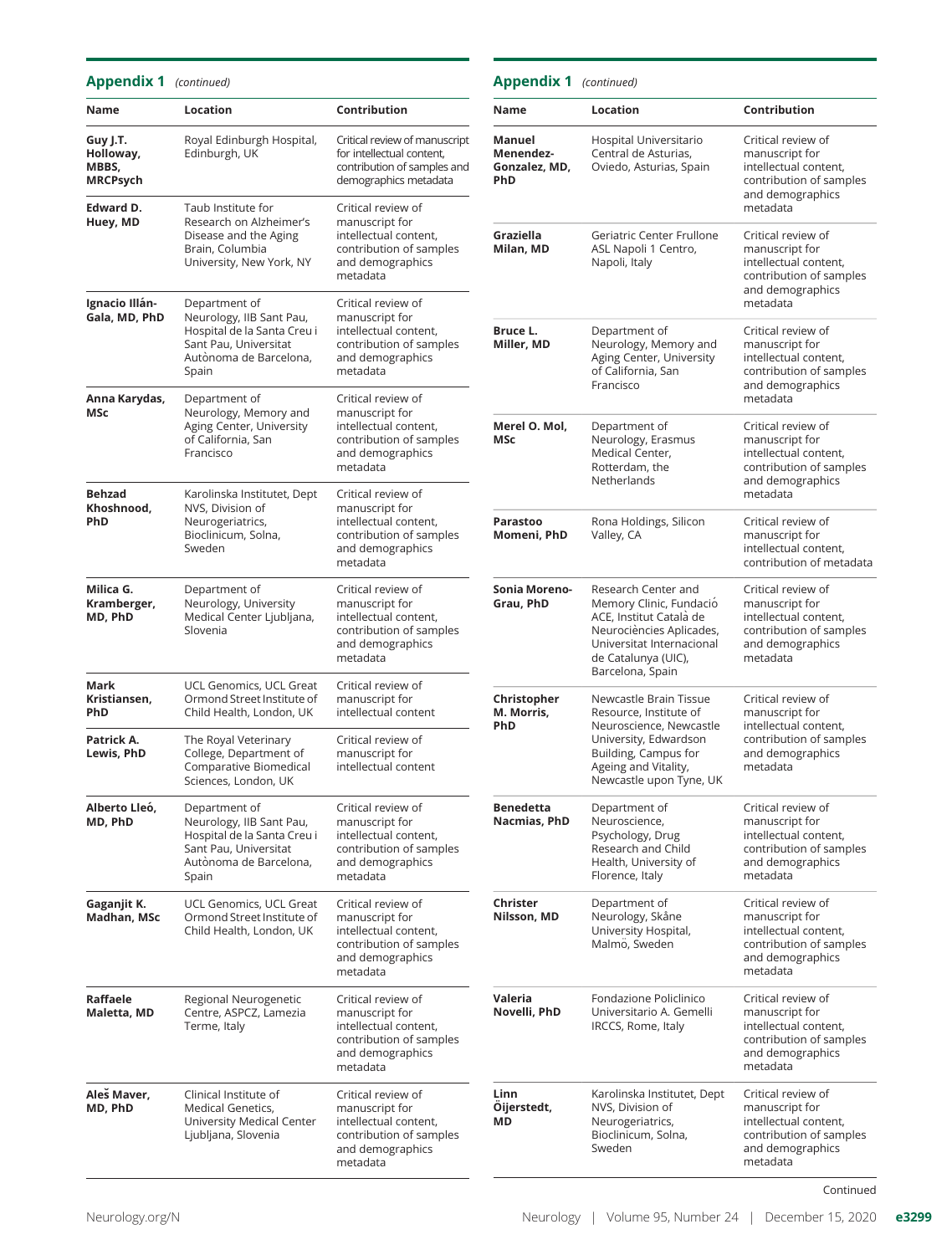**Appendix 1** *(continued)*

| Name | Location | Contribution |
|---|---|---|
| **Guy J.T. Holloway, MBBS, MRCPsych** | Royal Edinburgh Hospital, Edinburgh, UK | Critical review of manuscript for intellectual content, contribution of samples and demographics metadata |
| **Edward D. Huey, MD** | Taub Institute for Research on Alzheimer's Disease and the Aging Brain, Columbia University, New York, NY | Critical review of manuscript for intellectual content, contribution of samples and demographics metadata |
| **Ignacio Illán-Gala, MD, PhD** | Department of Neurology, IIB Sant Pau, Hospital de la Santa Creu i Sant Pau, Universitat Autònoma de Barcelona, Spain | Critical review of manuscript for intellectual content, contribution of samples and demographics metadata |
| **Anna Karydas, MSc** | Department of Neurology, Memory and Aging Center, University of California, San Francisco | Critical review of manuscript for intellectual content, contribution of samples and demographics metadata |
| **Behzad Khoshnood, PhD** | Karolinska Institutet, Dept NVS, Division of Neurogeriatrics, Bioclinicum, Solna, Sweden | Critical review of manuscript for intellectual content, contribution of samples and demographics metadata |
| **Milica G. Kramberger, MD, PhD** | Department of Neurology, University Medical Center Ljubljana, Slovenia | Critical review of manuscript for intellectual content, contribution of samples and demographics metadata |
| **Mark Kristiansen, PhD** | UCL Genomics, UCL Great Ormond Street Institute of Child Health, London, UK | Critical review of manuscript for intellectual content |
| **Patrick A. Lewis, PhD** | The Royal Veterinary College, Department of Comparative Biomedical Sciences, London, UK | Critical review of manuscript for intellectual content |
| **Alberto Lleó, MD, PhD** | Department of Neurology, IIB Sant Pau, Hospital de la Santa Creu i Sant Pau, Universitat Autònoma de Barcelona, Spain | Critical review of manuscript for intellectual content, contribution of samples and demographics metadata |
| **Gaganjit K. Madhan, MSc** | UCL Genomics, UCL Great Ormond Street Institute of Child Health, London, UK | Critical review of manuscript for intellectual content, contribution of samples and demographics metadata |
| **Raffaele Maletta, MD** | Regional Neurogenetic Centre, ASPCZ, Lamezia Terme, Italy | Critical review of manuscript for intellectual content, contribution of samples and demographics metadata |
| **Aleš Maver, MD, PhD** | Clinical Institute of Medical Genetics, University Medical Center Ljubljana, Slovenia | Critical review of manuscript for intellectual content, contribution of samples and demographics metadata |
| **Manuel Menendez-Gonzalez, MD, PhD** | Hospital Universitario Central de Asturias, Oviedo, Asturias, Spain | Critical review of manuscript for intellectual content, contribution of samples and demographics metadata |
| **Graziella Milan, MD** | Geriatric Center Frullone ASL Napoli 1 Centro, Napoli, Italy | Critical review of manuscript for intellectual content, contribution of samples and demographics metadata |
| **Bruce L. Miller, MD** | Department of Neurology, Memory and Aging Center, University of California, San Francisco | Critical review of manuscript for intellectual content, contribution of samples and demographics metadata |
| **Merel O. Mol, MSc** | Department of Neurology, Erasmus Medical Center, Rotterdam, the Netherlands | Critical review of manuscript for intellectual content, contribution of samples and demographics metadata |
| **Parastoo Momeni, PhD** | Rona Holdings, Silicon Valley, CA | Critical review of manuscript for intellectual content, contribution of metadata |
| **Sonia Moreno-Grau, PhD** | Research Center and Memory Clinic, Fundació ACE, Institut Català de Neurociències Aplicades, Universitat Internacional de Catalunya (UIC), Barcelona, Spain | Critical review of manuscript for intellectual content, contribution of samples and demographics metadata |
| **Christopher M. Morris, PhD** | Newcastle Brain Tissue Resource, Institute of Neuroscience, Newcastle University, Edwardson Building, Campus for Ageing and Vitality, Newcastle upon Tyne, UK | Critical review of manuscript for intellectual content, contribution of samples and demographics metadata |
| **Benedetta Nacmias, PhD** | Department of Neuroscience, Psychology, Drug Research and Child Health, University of Florence, Italy | Critical review of manuscript for intellectual content, contribution of samples and demographics metadata |
| **Christer Nilsson, MD** | Department of Neurology, Skåne University Hospital, Malmö, Sweden | Critical review of manuscript for intellectual content, contribution of samples and demographics metadata |
| **Valeria Novelli, PhD** | Fondazione Policlinico Universitario A. Gemelli IRCCS, Rome, Italy | Critical review of manuscript for intellectual content, contribution of samples and demographics metadata |
| **Linn Öijerstedt, MD** | Karolinska Institutet, Dept NVS, Division of Neurogeriatrics, Bioclinicum, Solna, Sweden | Critical review of manuscript for intellectual content, contribution of samples and demographics metadata |

Continued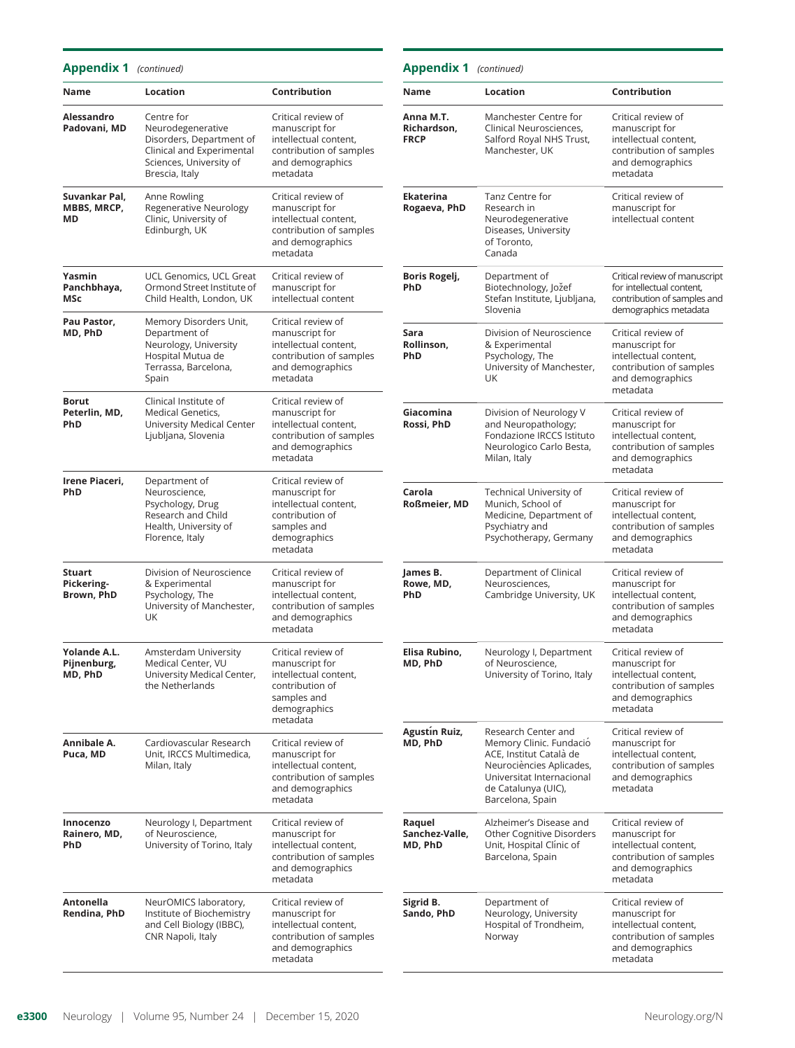**Appendix 1** *(continued)*

| Name | Location | Contribution |
|---|---|---|
| **Alessandro Padovani, MD** | Centre for Neurodegenerative Disorders, Department of Clinical and Experimental Sciences, University of Brescia, Italy | Critical review of manuscript for intellectual content, contribution of samples and demographics metadata |
| **Suvankar Pal, MBBS, MRCP, MD** | Anne Rowling Regenerative Neurology Clinic, University of Edinburgh, UK | Critical review of manuscript for intellectual content, contribution of samples and demographics metadata |
| **Yasmin Panchbhaya, MSc** | UCL Genomics, UCL Great Ormond Street Institute of Child Health, London, UK | Critical review of manuscript for intellectual content |
| **Pau Pastor, MD, PhD** | Memory Disorders Unit, Department of Neurology, University Hospital Mutua de Terrassa, Barcelona, Spain | Critical review of manuscript for intellectual content, contribution of samples and demographics metadata |
| **Borut Peterlin, MD, PhD** | Clinical Institute of Medical Genetics, University Medical Center Ljubljana, Slovenia | Critical review of manuscript for intellectual content, contribution of samples and demographics metadata |
| **Irene Piaceri, PhD** | Department of Neuroscience, Psychology, Drug Research and Child Health, University of Florence, Italy | Critical review of manuscript for intellectual content, contribution of samples and demographics metadata |
| **Stuart Pickering-Brown, PhD** | Division of Neuroscience & Experimental Psychology, The University of Manchester, UK | Critical review of manuscript for intellectual content, contribution of samples and demographics metadata |
| **Yolande A.L. Pijnenburg, MD, PhD** | Amsterdam University Medical Center, VU University Medical Center, the Netherlands | Critical review of manuscript for intellectual content, contribution of samples and demographics metadata |
| **Annibale A. Puca, MD** | Cardiovascular Research Unit, IRCCS Multimedica, Milan, Italy | Critical review of manuscript for intellectual content, contribution of samples and demographics metadata |
| **Innocenzo Rainero, MD, PhD** | Neurology I, Department of Neuroscience, University of Torino, Italy | Critical review of manuscript for intellectual content, contribution of samples and demographics metadata |
| **Antonella Rendina, PhD** | NeurOMICS laboratory, Institute of Biochemistry and Cell Biology (IBBC), CNR Napoli, Italy | Critical review of manuscript for intellectual content, contribution of samples and demographics metadata |
| **Anna M.T. Richardson, FRCP** | Manchester Centre for Clinical Neurosciences, Salford Royal NHS Trust, Manchester, UK | Critical review of manuscript for intellectual content, contribution of samples and demographics metadata |
| **Ekaterina Rogaeva, PhD** | Tanz Centre for Research in Neurodegenerative Diseases, University of Toronto, Canada | Critical review of manuscript for intellectual content |
| **Boris Rogelj, PhD** | Department of Biotechnology, Jožef Stefan Institute, Ljubljana, Slovenia | Critical review of manuscript for intellectual content, contribution of samples and demographics metadata |
| **Sara Rollinson, PhD** | Division of Neuroscience & Experimental Psychology, The University of Manchester, UK | Critical review of manuscript for intellectual content, contribution of samples and demographics metadata |
| **Giacomina Rossi, PhD** | Division of Neurology V and Neuropathology; Fondazione IRCCS Istituto Neurologico Carlo Besta, Milan, Italy | Critical review of manuscript for intellectual content, contribution of samples and demographics metadata |
| **Carola Roßmeier, MD** | Technical University of Munich, School of Medicine, Department of Psychiatry and Psychotherapy, Germany | Critical review of manuscript for intellectual content, contribution of samples and demographics metadata |
| **James B. Rowe, MD, PhD** | Department of Clinical Neurosciences, Cambridge University, UK | Critical review of manuscript for intellectual content, contribution of samples and demographics metadata |
| **Elisa Rubino, MD, PhD** | Neurology I, Department of Neuroscience, University of Torino, Italy | Critical review of manuscript for intellectual content, contribution of samples and demographics metadata |
| **Agustín Ruiz, MD, PhD** | Research Center and Memory Clinic. Fundació ACE, Institut Català de Neurociències Aplicades, Universitat Internacional de Catalunya (UIC), Barcelona, Spain | Critical review of manuscript for intellectual content, contribution of samples and demographics metadata |
| **Raquel Sanchez-Valle, MD, PhD** | Alzheimer's Disease and Other Cognitive Disorders Unit, Hospital Clínic of Barcelona, Spain | Critical review of manuscript for intellectual content, contribution of samples and demographics metadata |
| **Sigrid B. Sando, PhD** | Department of Neurology, University Hospital of Trondheim, Norway | Critical review of manuscript for intellectual content, contribution of samples and demographics metadata |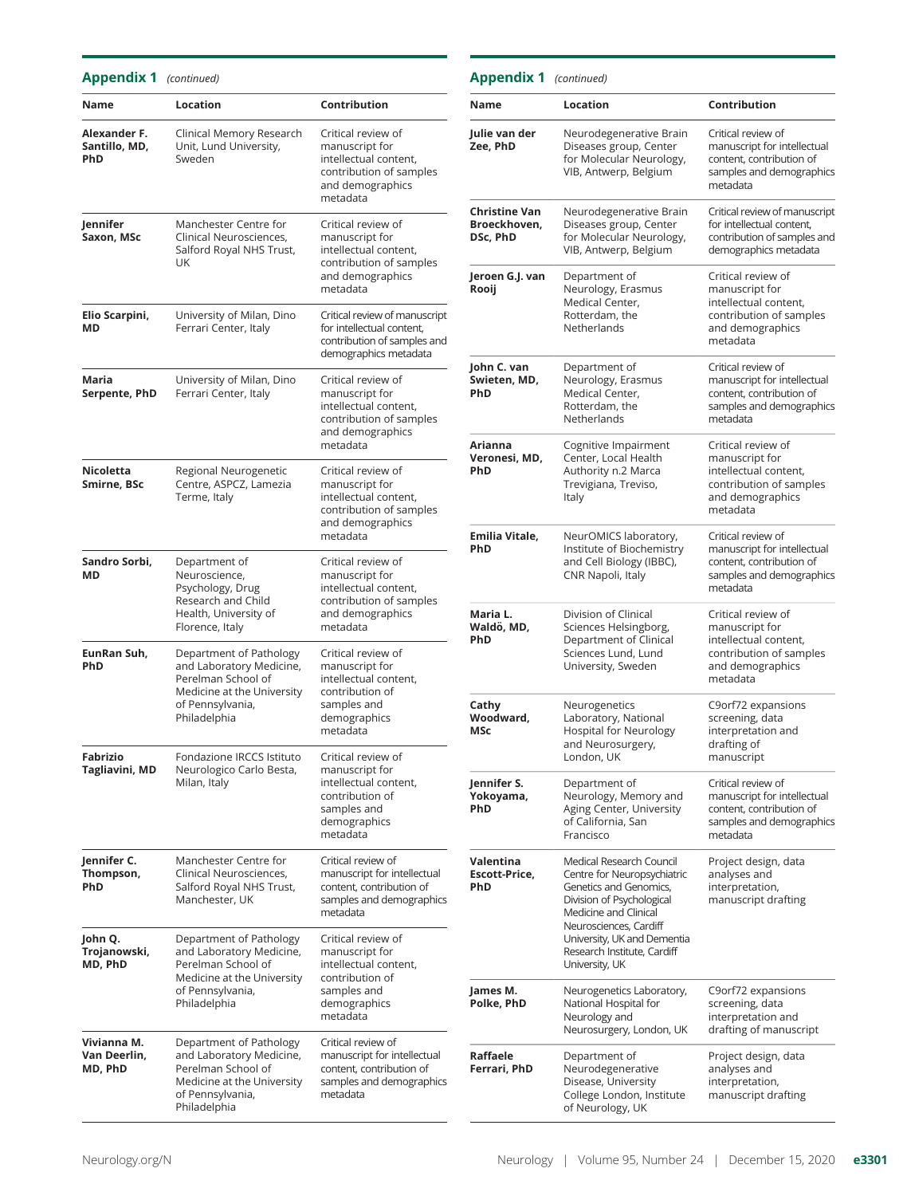**Appendix 1** *(continued)*

| Name | Location | Contribution |
|---|---|---|
| **Alexander F. Santillo, MD, PhD** | Clinical Memory Research Unit, Lund University, Sweden | Critical review of manuscript for intellectual content, contribution of samples and demographics metadata |
| **Jennifer Saxon, MSc** | Manchester Centre for Clinical Neurosciences, Salford Royal NHS Trust, UK | Critical review of manuscript for intellectual content, contribution of samples and demographics metadata |
| **Elio Scarpini, MD** | University of Milan, Dino Ferrari Center, Italy | Critical review of manuscript for intellectual content, contribution of samples and demographics metadata |
| **Maria Serpente, PhD** | University of Milan, Dino Ferrari Center, Italy | Critical review of manuscript for intellectual content, contribution of samples and demographics metadata |
| **Nicoletta Smirne, BSc** | Regional Neurogenetic Centre, ASPCZ, Lamezia Terme, Italy | Critical review of manuscript for intellectual content, contribution of samples and demographics metadata |
| **Sandro Sorbi, MD** | Department of Neuroscience, Psychology, Drug Research and Child Health, University of Florence, Italy | Critical review of manuscript for intellectual content, contribution of samples and demographics metadata |
| **EunRan Suh, PhD** | Department of Pathology and Laboratory Medicine, Perelman School of Medicine at the University of Pennsylvania, Philadelphia | Critical review of manuscript for intellectual content, contribution of samples and demographics metadata |
| **Fabrizio Tagliavini, MD** | Fondazione IRCCS Istituto Neurologico Carlo Besta, Milan, Italy | Critical review of manuscript for intellectual content, contribution of samples and demographics metadata |
| **Jennifer C. Thompson, PhD** | Manchester Centre for Clinical Neurosciences, Salford Royal NHS Trust, Manchester, UK | Critical review of manuscript for intellectual content, contribution of samples and demographics metadata |
| **John Q. Trojanowski, MD, PhD** | Department of Pathology and Laboratory Medicine, Perelman School of Medicine at the University of Pennsylvania, Philadelphia | Critical review of manuscript for intellectual content, contribution of samples and demographics metadata |
| **Vivianna M. Van Deerlin, MD, PhD** | Department of Pathology and Laboratory Medicine, Perelman School of Medicine at the University of Pennsylvania, Philadelphia | Critical review of manuscript for intellectual content, contribution of samples and demographics metadata |
| **Julie van der Zee, PhD** | Neurodegenerative Brain Diseases group, Center for Molecular Neurology, VIB, Antwerp, Belgium | Critical review of manuscript for intellectual content, contribution of samples and demographics metadata |
| **Christine Van Broeckhoven, DSc, PhD** | Neurodegenerative Brain Diseases group, Center for Molecular Neurology, VIB, Antwerp, Belgium | Critical review of manuscript for intellectual content, contribution of samples and demographics metadata |
| **Jeroen G.J. van Rooij** | Department of Neurology, Erasmus Medical Center, Rotterdam, the Netherlands | Critical review of manuscript for intellectual content, contribution of samples and demographics metadata |
| **John C. van Swieten, MD, PhD** | Department of Neurology, Erasmus Medical Center, Rotterdam, the Netherlands | Critical review of manuscript for intellectual content, contribution of samples and demographics metadata |
| **Arianna Veronesi, MD, PhD** | Cognitive Impairment Center, Local Health Authority n.2 Marca Trevigiana, Treviso, Italy | Critical review of manuscript for intellectual content, contribution of samples and demographics metadata |
| **Emilia Vitale, PhD** | NeurOMICS laboratory, Institute of Biochemistry and Cell Biology (IBBC), CNR Napoli, Italy | Critical review of manuscript for intellectual content, contribution of samples and demographics metadata |
| **Maria L. Waldö, MD, PhD** | Division of Clinical Sciences Helsingborg, Department of Clinical Sciences Lund, Lund University, Sweden | Critical review of manuscript for intellectual content, contribution of samples and demographics metadata |
| **Cathy Woodward, MSc** | Neurogenetics Laboratory, National Hospital for Neurology and Neurosurgery, London, UK | C9orf72 expansions screening, data interpretation and drafting of manuscript |
| **Jennifer S. Yokoyama, PhD** | Department of Neurology, Memory and Aging Center, University of California, San Francisco | Critical review of manuscript for intellectual content, contribution of samples and demographics metadata |
| **Valentina Escott-Price, PhD** | Medical Research Council Centre for Neuropsychiatric Genetics and Genomics, Division of Psychological Medicine and Clinical Neurosciences, Cardiff University, UK and Dementia Research Institute, Cardiff University, UK | Project design, data analyses and interpretation, manuscript drafting |
| **James M. Polke, PhD** | Neurogenetics Laboratory, National Hospital for Neurology and Neurosurgery, London, UK | C9orf72 expansions screening, data interpretation and drafting of manuscript |
| **Raffaele Ferrari, PhD** | Department of Neurodegenerative Disease, University College London, Institute of Neurology, UK | Project design, data analyses and interpretation, manuscript drafting |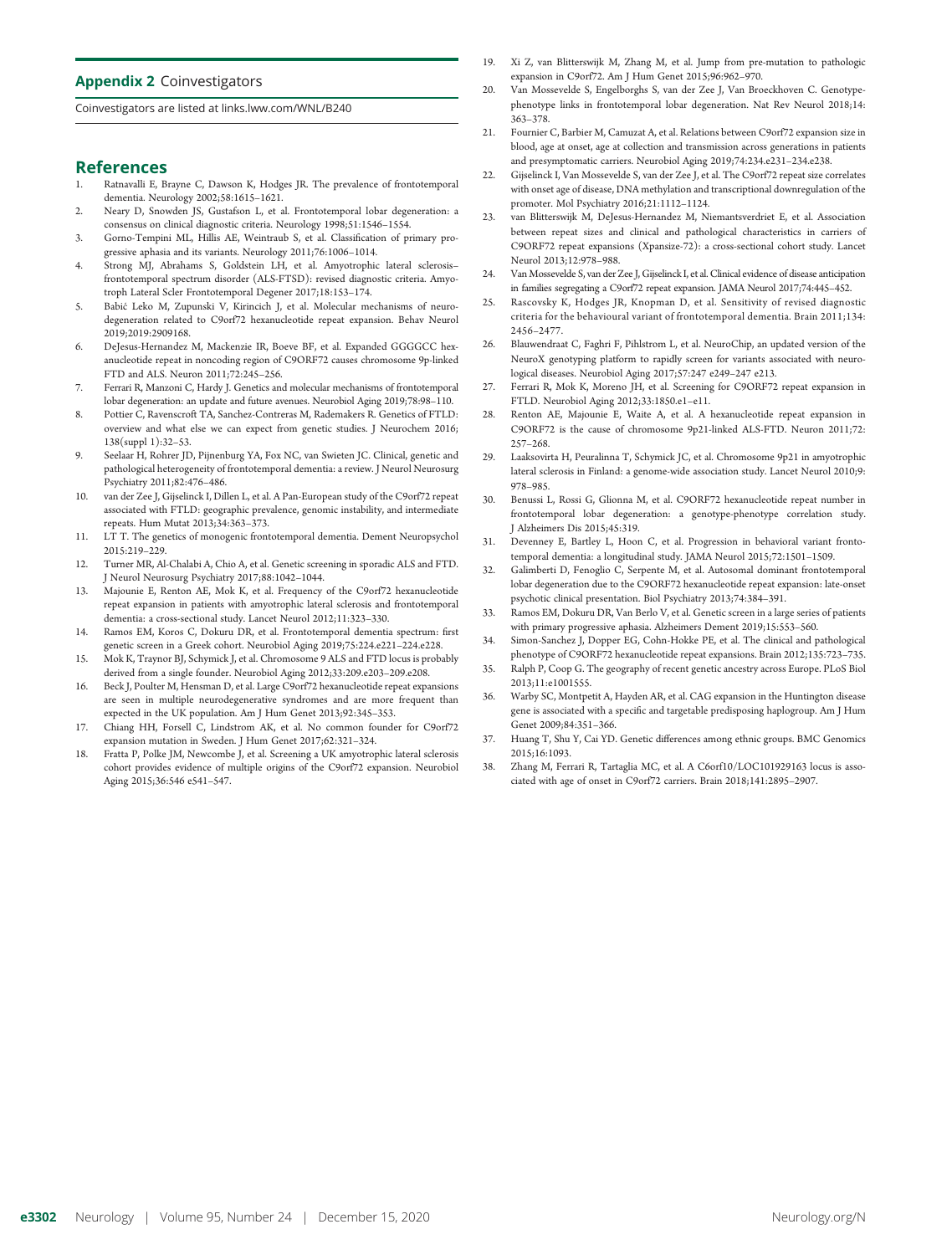## Appendix 2 Coinvestigators

Coinvestigators are listed at links.lww.com/WNL/B240

## References

1. Ratnavalli E, Brayne C, Dawson K, Hodges JR. The prevalence of frontotemporal dementia. Neurology 2002;58:1615–1621.
2. Neary D, Snowden JS, Gustafson L, et al. Frontotemporal lobar degeneration: a consensus on clinical diagnostic criteria. Neurology 1998;51:1546–1554.
3. Gorno-Tempini ML, Hillis AE, Weintraub S, et al. Classification of primary progressive aphasia and its variants. Neurology 2011;76:1006–1014.
4. Strong MJ, Abrahams S, Goldstein LH, et al. Amyotrophic lateral sclerosis–frontotemporal spectrum disorder (ALS-FTSD): revised diagnostic criteria. Amyotroph Lateral Scler Frontotemporal Degener 2017;18:153–174.
5. Babić Leko M, Zupunski V, Kirincich J, et al. Molecular mechanisms of neurodegeneration related to C9orf72 hexanucleotide repeat expansion. Behav Neurol 2019;2019:2909168.
6. DeJesus-Hernandez M, Mackenzie IR, Boeve BF, et al. Expanded GGGGCC hexanucleotide repeat in noncoding region of C9ORF72 causes chromosome 9p-linked FTD and ALS. Neuron 2011;72:245–256.
7. Ferrari R, Manzoni C, Hardy J. Genetics and molecular mechanisms of frontotemporal lobar degeneration: an update and future avenues. Neurobiol Aging 2019;78:98–110.
8. Pottier C, Ravenscroft TA, Sanchez-Contreras M, Rademakers R. Genetics of FTLD: overview and what else we can expect from genetic studies. J Neurochem 2016;138(suppl 1):32–53.
9. Seelaar H, Rohrer JD, Pijnenburg YA, Fox NC, van Swieten JC. Clinical, genetic and pathological heterogeneity of frontotemporal dementia: a review. J Neurol Neurosurg Psychiatry 2011;82:476–486.
10. van der Zee J, Gijselinck I, Dillen L, et al. A Pan-European study of the C9orf72 repeat associated with FTLD: geographic prevalence, genomic instability, and intermediate repeats. Hum Mutat 2013;34:363–373.
11. LT T. The genetics of monogenic frontotemporal dementia. Dement Neuropsychol 2015:219–229.
12. Turner MR, Al-Chalabi A, Chio A, et al. Genetic screening in sporadic ALS and FTD. J Neurol Neurosurg Psychiatry 2017;88:1042–1044.
13. Majounie E, Renton AE, Mok K, et al. Frequency of the C9orf72 hexanucleotide repeat expansion in patients with amyotrophic lateral sclerosis and frontotemporal dementia: a cross-sectional study. Lancet Neurol 2012;11:323–330.
14. Ramos EM, Koros C, Dokuru DR, et al. Frontotemporal dementia spectrum: first genetic screen in a Greek cohort. Neurobiol Aging 2019;75:224.e221–224.e228.
15. Mok K, Traynor BJ, Schymick J, et al. Chromosome 9 ALS and FTD locus is probably derived from a single founder. Neurobiol Aging 2012;33:209.e203–209.e208.
16. Beck J, Poulter M, Hensman D, et al. Large C9orf72 hexanucleotide repeat expansions are seen in multiple neurodegenerative syndromes and are more frequent than expected in the UK population. Am J Hum Genet 2013;92:345–353.
17. Chiang HH, Forsell C, Lindstrom AK, et al. No common founder for C9orf72 expansion mutation in Sweden. J Hum Genet 2017;62:321–324.
18. Fratta P, Polke JM, Newcombe J, et al. Screening a UK amyotrophic lateral sclerosis cohort provides evidence of multiple origins of the C9orf72 expansion. Neurobiol Aging 2015;36:546 e541–547.
19. Xi Z, van Blitterswijk M, Zhang M, et al. Jump from pre-mutation to pathologic expansion in C9orf72. Am J Hum Genet 2015;96:962–970.
20. Van Mossevelde S, Engelborghs S, van der Zee J, Van Broeckhoven C. Genotype-phenotype links in frontotemporal lobar degeneration. Nat Rev Neurol 2018;14:363–378.
21. Fournier C, Barbier M, Camuzat A, et al. Relations between C9orf72 expansion size in blood, age at onset, age at collection and transmission across generations in patients and presymptomatic carriers. Neurobiol Aging 2019;74:234.e231–234.e238.
22. Gijselinck I, Van Mossevelde S, van der Zee J, et al. The C9orf72 repeat size correlates with onset age of disease, DNA methylation and transcriptional downregulation of the promoter. Mol Psychiatry 2016;21:1112–1124.
23. van Blitterswijk M, DeJesus-Hernandez M, Niemantsverdriet E, et al. Association between repeat sizes and clinical and pathological characteristics in carriers of C9ORF72 repeat expansions (Xpansize-72): a cross-sectional cohort study. Lancet Neurol 2013;12:978–988.
24. Van Mossevelde S, van der Zee J, Gijselinck I, et al. Clinical evidence of disease anticipation in families segregating a C9orf72 repeat expansion. JAMA Neurol 2017;74:445–452.
25. Rascovsky K, Hodges JR, Knopman D, et al. Sensitivity of revised diagnostic criteria for the behavioural variant of frontotemporal dementia. Brain 2011;134:2456–2477.
26. Blauwendraat C, Faghri F, Pihlstrom L, et al. NeuroChip, an updated version of the NeuroX genotyping platform to rapidly screen for variants associated with neurological diseases. Neurobiol Aging 2017;57:247 e249–247 e213.
27. Ferrari R, Mok K, Moreno JH, et al. Screening for C9ORF72 repeat expansion in FTLD. Neurobiol Aging 2012;33:1850.e1–e11.
28. Renton AE, Majounie E, Waite A, et al. A hexanucleotide repeat expansion in C9ORF72 is the cause of chromosome 9p21-linked ALS-FTD. Neuron 2011;72:257–268.
29. Laaksovirta H, Peuralinna T, Schymick JC, et al. Chromosome 9p21 in amyotrophic lateral sclerosis in Finland: a genome-wide association study. Lancet Neurol 2010;9:978–985.
30. Benussi L, Rossi G, Glionna M, et al. C9ORF72 hexanucleotide repeat number in frontotemporal lobar degeneration: a genotype-phenotype correlation study. J Alzheimers Dis 2015;45:319.
31. Devenney E, Bartley L, Hoon C, et al. Progression in behavioral variant frontotemporal dementia: a longitudinal study. JAMA Neurol 2015;72:1501–1509.
32. Galimberti D, Fenoglio C, Serpente M, et al. Autosomal dominant frontotemporal lobar degeneration due to the C9ORF72 hexanucleotide repeat expansion: late-onset psychotic clinical presentation. Biol Psychiatry 2013;74:384–391.
33. Ramos EM, Dokuru DR, Van Berlo V, et al. Genetic screen in a large series of patients with primary progressive aphasia. Alzheimers Dement 2019;15:553–560.
34. Simon-Sanchez J, Dopper EG, Cohn-Hokke PE, et al. The clinical and pathological phenotype of C9ORF72 hexanucleotide repeat expansions. Brain 2012;135:723–735.
35. Ralph P, Coop G. The geography of recent genetic ancestry across Europe. PLoS Biol 2013;11:e1001555.
36. Warby SC, Montpetit A, Hayden AR, et al. CAG expansion in the Huntington disease gene is associated with a specific and targetable predisposing haplogroup. Am J Hum Genet 2009;84:351–366.
37. Huang T, Shu Y, Cai YD. Genetic differences among ethnic groups. BMC Genomics 2015;16:1093.
38. Zhang M, Ferrari R, Tartaglia MC, et al. A C6orf10/LOC101929163 locus is associated with age of onset in C9orf72 carriers. Brain 2018;141:2895–2907.